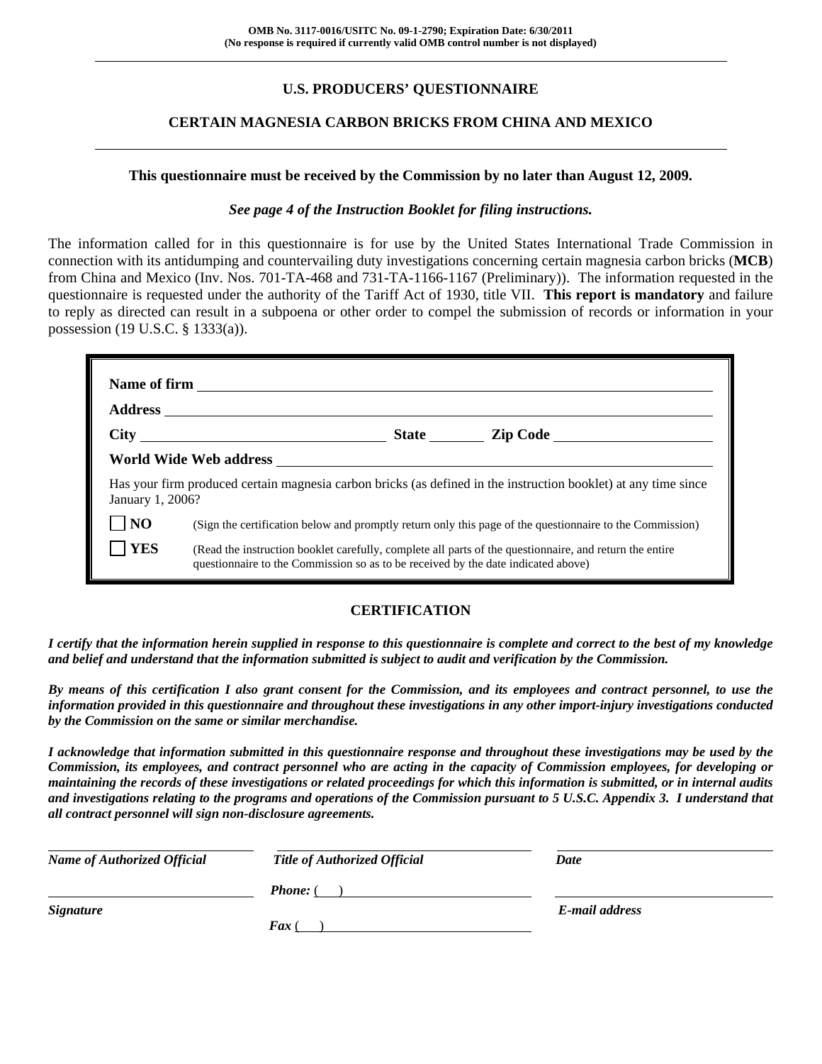OMB No. 3117-0016/USITC No. 09-1-2790; Expiration Date: 6/30/2011
(No response is required if currently valid OMB control number is not displayed)

# U.S. PRODUCERS' QUESTIONNAIRE

## CERTAIN MAGNESIA CARBON BRICKS FROM CHINA AND MEXICO

**This questionnaire must be received by the Commission by no later than August 12, 2009.**

***See page 4 of the Instruction Booklet for filing instructions.***

The information called for in this questionnaire is for use by the United States International Trade Commission in connection with its antidumping and countervailing duty investigations concerning certain magnesia carbon bricks (**MCB**) from China and Mexico (Inv. Nos. 701-TA-468 and 731-TA-1166-1167 (Preliminary)). The information requested in the questionnaire is requested under the authority of the Tariff Act of 1930, title VII. **This report is mandatory** and failure to reply as directed can result in a subpoena or other order to compel the submission of records or information in your possession (19 U.S.C. § 1333(a)).

**Name of firm** ______________________________

**Address** ______________________________

**City** ______________ **State** ________ **Zip Code** ______________

**World Wide Web address** ______________________________

Has your firm produced certain magnesia carbon bricks (as defined in the instruction booklet) at any time since January 1, 2006?

☐ **NO** (Sign the certification below and promptly return only this page of the questionnaire to the Commission)

☐ **YES** (Read the instruction booklet carefully, complete all parts of the questionnaire, and return the entire questionnaire to the Commission so as to be received by the date indicated above)

## CERTIFICATION

***I certify that the information herein supplied in response to this questionnaire is complete and correct to the best of my knowledge and belief and understand that the information submitted is subject to audit and verification by the Commission.***

***By means of this certification I also grant consent for the Commission, and its employees and contract personnel, to use the information provided in this questionnaire and throughout these investigations in any other import-injury investigations conducted by the Commission on the same or similar merchandise.***

***I acknowledge that information submitted in this questionnaire response and throughout these investigations may be used by the Commission, its employees, and contract personnel who are acting in the capacity of Commission employees, for developing or maintaining the records of these investigations or related proceedings for which this information is submitted, or in internal audits and investigations relating to the programs and operations of the Commission pursuant to 5 U.S.C. Appendix 3. I understand that all contract personnel will sign non-disclosure agreements.***

| *Name of Authorized Official* | *Title of Authorized Official* | *Date* |
|---|---|---|
| *Signature* | *Phone:* (   ) <br> *Fax* (   ) | *E-mail address* |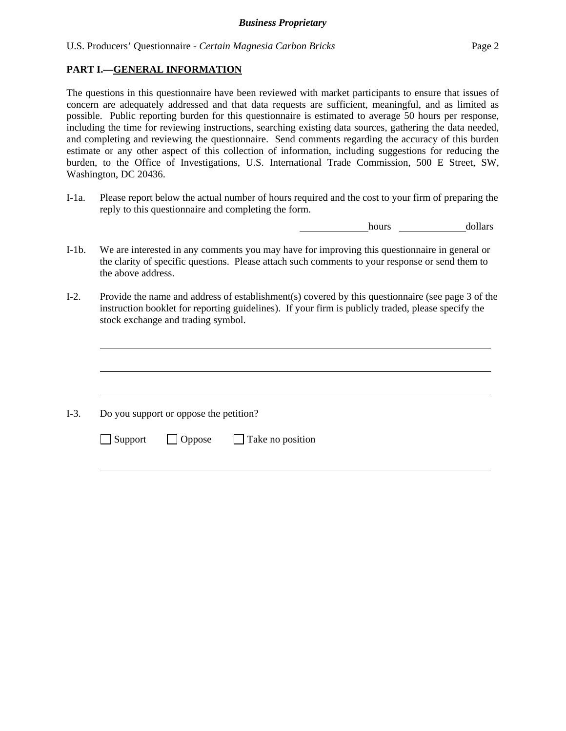## PART I.—GENERAL INFORMATION

The questions in this questionnaire have been reviewed with market participants to ensure that issues of concern are adequately addressed and that data requests are sufficient, meaningful, and as limited as possible. Public reporting burden for this questionnaire is estimated to average 50 hours per response, including the time for reviewing instructions, searching existing data sources, gathering the data needed, and completing and reviewing the questionnaire. Send comments regarding the accuracy of this burden estimate or any other aspect of this collection of information, including suggestions for reducing the burden, to the Office of Investigations, U.S. International Trade Commission, 500 E Street, SW, Washington, DC 20436.

I-1a. Please report below the actual number of hours required and the cost to your firm of preparing the reply to this questionnaire and completing the form.

______________hours ______________dollars

I-1b. We are interested in any comments you may have for improving this questionnaire in general or the clarity of specific questions. Please attach such comments to your response or send them to the above address.

I-2. Provide the name and address of establishment(s) covered by this questionnaire (see page 3 of the instruction booklet for reporting guidelines). If your firm is publicly traded, please specify the stock exchange and trading symbol.

______________________________________________________________________________

______________________________________________________________________________

______________________________________________________________________________

I-3. Do you support or oppose the petition?

☐ Support ☐ Oppose ☐ Take no position

______________________________________________________________________________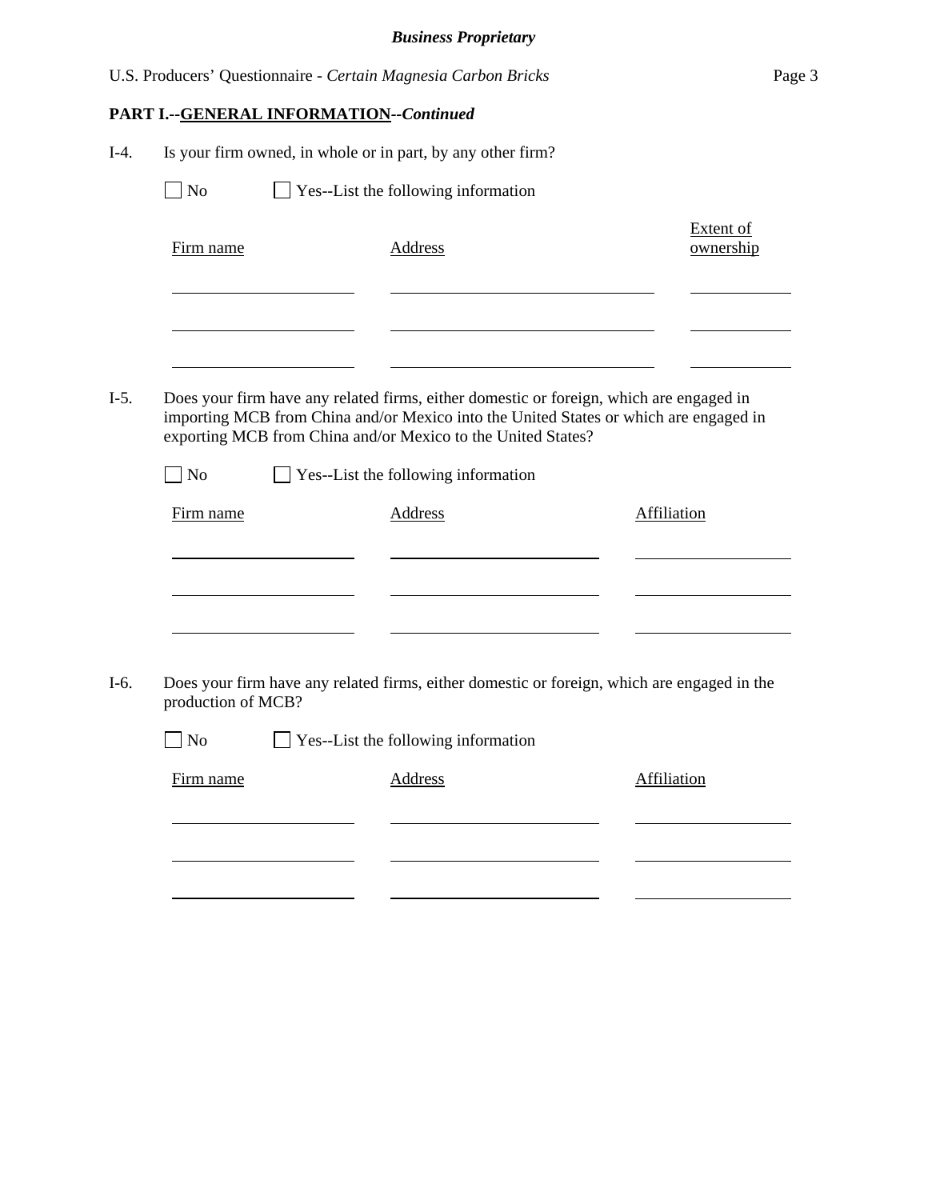*Business Proprietary*

**PART I.--GENERAL INFORMATION--*Continued***

I-4. Is your firm owned, in whole or in part, by any other firm?

☐ No ☐ Yes--List the following information

| Firm name | Address | Extent of ownership |
|---|---|---|
| | | |
| | | |
| | | |

I-5. Does your firm have any related firms, either domestic or foreign, which are engaged in importing MCB from China and/or Mexico into the United States or which are engaged in exporting MCB from China and/or Mexico to the United States?

☐ No ☐ Yes--List the following information

| Firm name | Address | Affiliation |
|---|---|---|
| | | |
| | | |
| | | |

I-6. Does your firm have any related firms, either domestic or foreign, which are engaged in the production of MCB?

☐ No ☐ Yes--List the following information

| Firm name | Address | Affiliation |
|---|---|---|
| | | |
| | | |
| | | |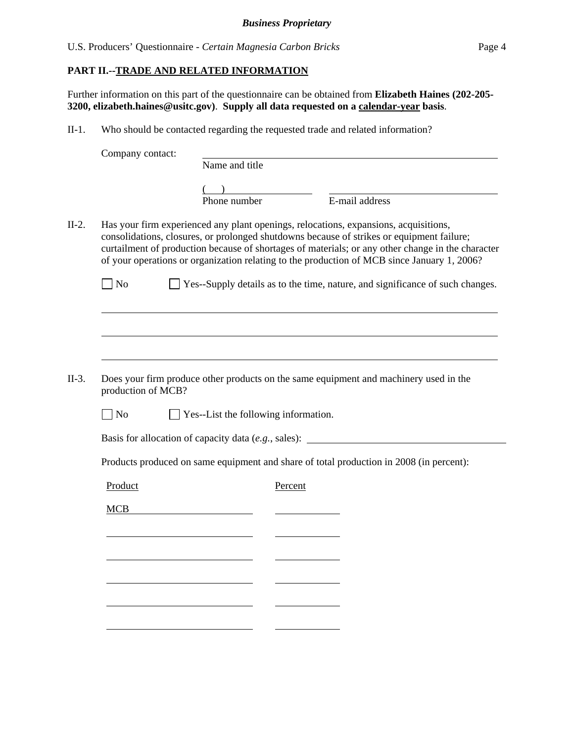**PART II.--TRADE AND RELATED INFORMATION**

Further information on this part of the questionnaire can be obtained from **Elizabeth Haines (202-205-3200, elizabeth.haines@usitc.gov)**. **Supply all data requested on a calendar-year basis**.

II-1. Who should be contacted regarding the requested trade and related information?

Company contact: ______________________________
Name and title

( ) ______________ ______________________________
Phone number E-mail address

II-2. Has your firm experienced any plant openings, relocations, expansions, acquisitions, consolidations, closures, or prolonged shutdowns because of strikes or equipment failure; curtailment of production because of shortages of materials; or any other change in the character of your operations or organization relating to the production of MCB since January 1, 2006?

☐ No ☐ Yes--Supply details as to the time, nature, and significance of such changes.

______________________________________________________________

______________________________________________________________

______________________________________________________________

II-3. Does your firm produce other products on the same equipment and machinery used in the production of MCB?

☐ No ☐ Yes--List the following information.

Basis for allocation of capacity data (*e.g.*, sales): ______________________________

Products produced on same equipment and share of total production in 2008 (in percent):

| Product | Percent |
|---|---|
| MCB | |
| | |
| | |
| | |
| | |
| | |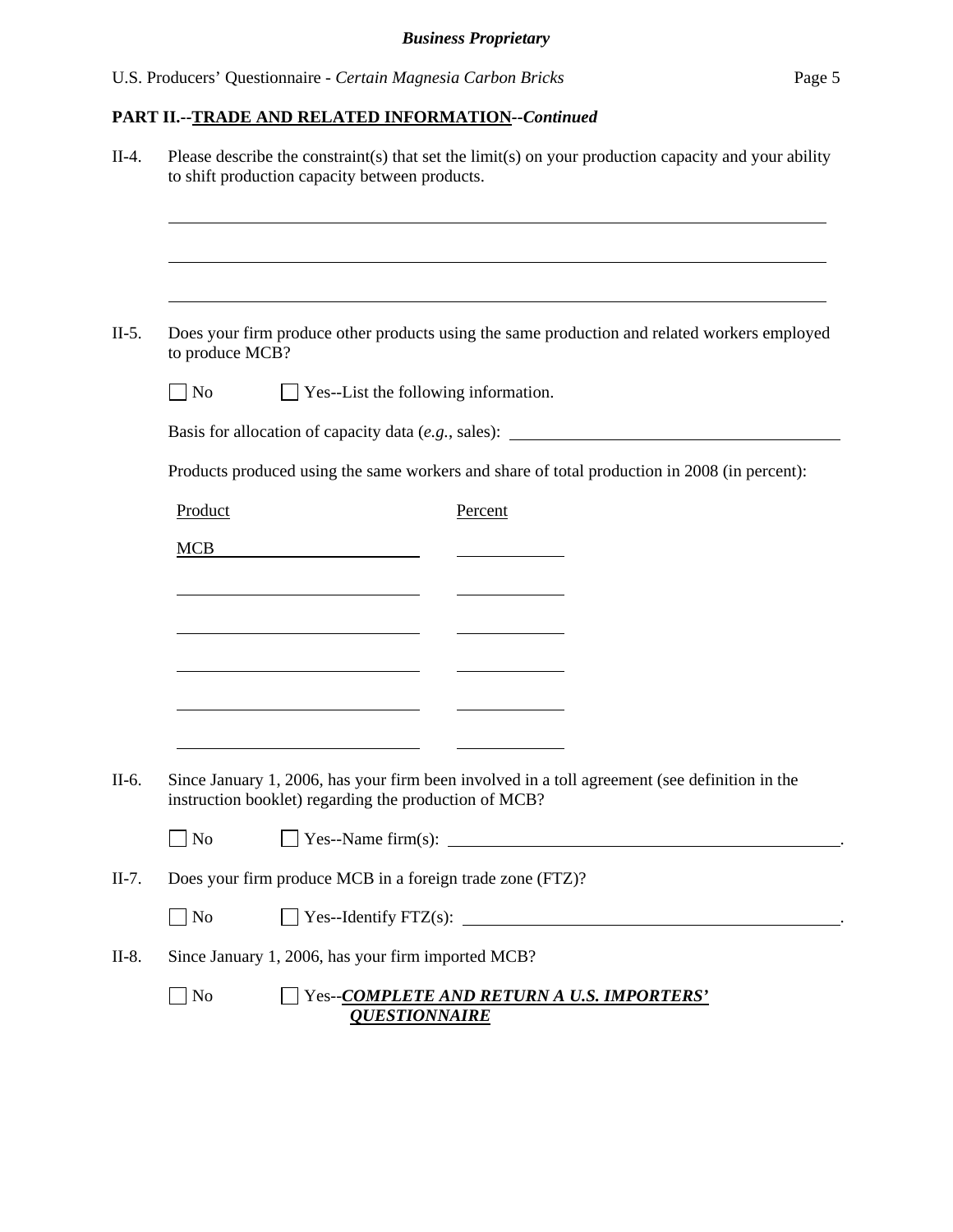**PART II.--TRADE AND RELATED INFORMATION--*Continued***

II-4. Please describe the constraint(s) that set the limit(s) on your production capacity and your ability to shift production capacity between products.

______________________________________________________________________

______________________________________________________________________

______________________________________________________________________

II-5. Does your firm produce other products using the same production and related workers employed to produce MCB?

☐ No ☐ Yes--List the following information.

Basis for allocation of capacity data (*e.g.*, sales): ______________________________

Products produced using the same workers and share of total production in 2008 (in percent):

| Product | Percent |
|---|---|
| MCB | |
| | |
| | |
| | |
| | |
| | |

II-6. Since January 1, 2006, has your firm been involved in a toll agreement (see definition in the instruction booklet) regarding the production of MCB?

☐ No ☐ Yes--Name firm(s): ______________________________.

II-7. Does your firm produce MCB in a foreign trade zone (FTZ)?

☐ No ☐ Yes--Identify FTZ(s): ______________________________.

II-8. Since January 1, 2006, has your firm imported MCB?

☐ No ☐ Yes--***COMPLETE AND RETURN A U.S. IMPORTERS' QUESTIONNAIRE***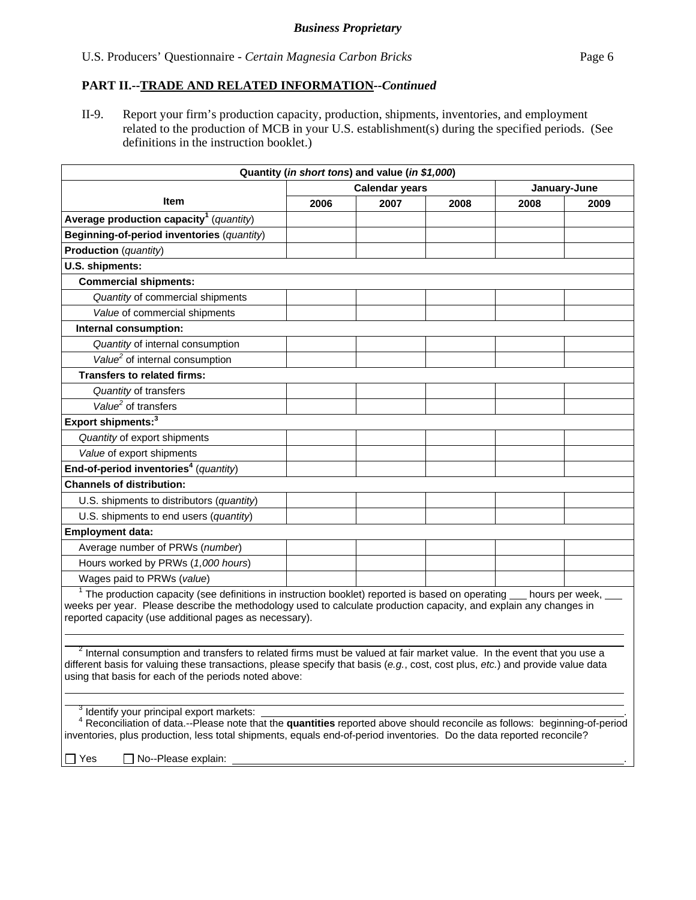*Business Proprietary*

## PART II.--TRADE AND RELATED INFORMATION--*Continued*

II-9. Report your firm's production capacity, production, shipments, inventories, and employment related to the production of MCB in your U.S. establishment(s) during the specified periods. (See definitions in the instruction booklet.)

| Quantity (*in short tons*) and value (*in $1,000*) | | | | | |
|---|---|---|---|---|---|
| | Calendar years | | | January-June | |
| **Item** | **2006** | **2007** | **2008** | **2008** | **2009** |
| **Average production capacity**[1] (*quantity*) | | | | | |
| **Beginning-of-period inventories** (*quantity*) | | | | | |
| **Production** (*quantity*) | | | | | |
| **U.S. shipments:** | | | | | |
| **Commercial shipments:** | | | | | |
| *Quantity* of commercial shipments | | | | | |
| *Value* of commercial shipments | | | | | |
| **Internal consumption:** | | | | | |
| *Quantity* of internal consumption | | | | | |
| *Value*[2] of internal consumption | | | | | |
| **Transfers to related firms:** | | | | | |
| *Quantity* of transfers | | | | | |
| *Value*[2] of transfers | | | | | |
| **Export shipments:**[3] | | | | | |
| *Quantity* of export shipments | | | | | |
| *Value* of export shipments | | | | | |
| **End-of-period inventories**[4] (*quantity*) | | | | | |
| **Channels of distribution:** | | | | | |
| U.S. shipments to distributors (*quantity*) | | | | | |
| U.S. shipments to end users (*quantity*) | | | | | |
| **Employment data:** | | | | | |
| Average number of PRWs (*number*) | | | | | |
| Hours worked by PRWs (*1,000 hours*) | | | | | |
| Wages paid to PRWs (*value*) | | | | | |

[1] The production capacity (see definitions in instruction booklet) reported is based on operating ___ hours per week, ___ weeks per year. Please describe the methodology used to calculate production capacity, and explain any changes in reported capacity (use additional pages as necessary).

______________________________________________________________________

______________________________________________________________________

[2] Internal consumption and transfers to related firms must be valued at fair market value. In the event that you use a different basis for valuing these transactions, please specify that basis (*e.g.*, cost, cost plus, *etc.*) and provide value data using that basis for each of the periods noted above:

______________________________________________________________________

______________________________________________________________________

[3] Identify your principal export markets: ______________________________________________.

[4] Reconciliation of data.--Please note that the **quantities** reported above should reconcile as follows: beginning-of-period inventories, plus production, less total shipments, equals end-of-period inventories. Do the data reported reconcile?

☐ Yes ☐ No--Please explain: ______________________________________________.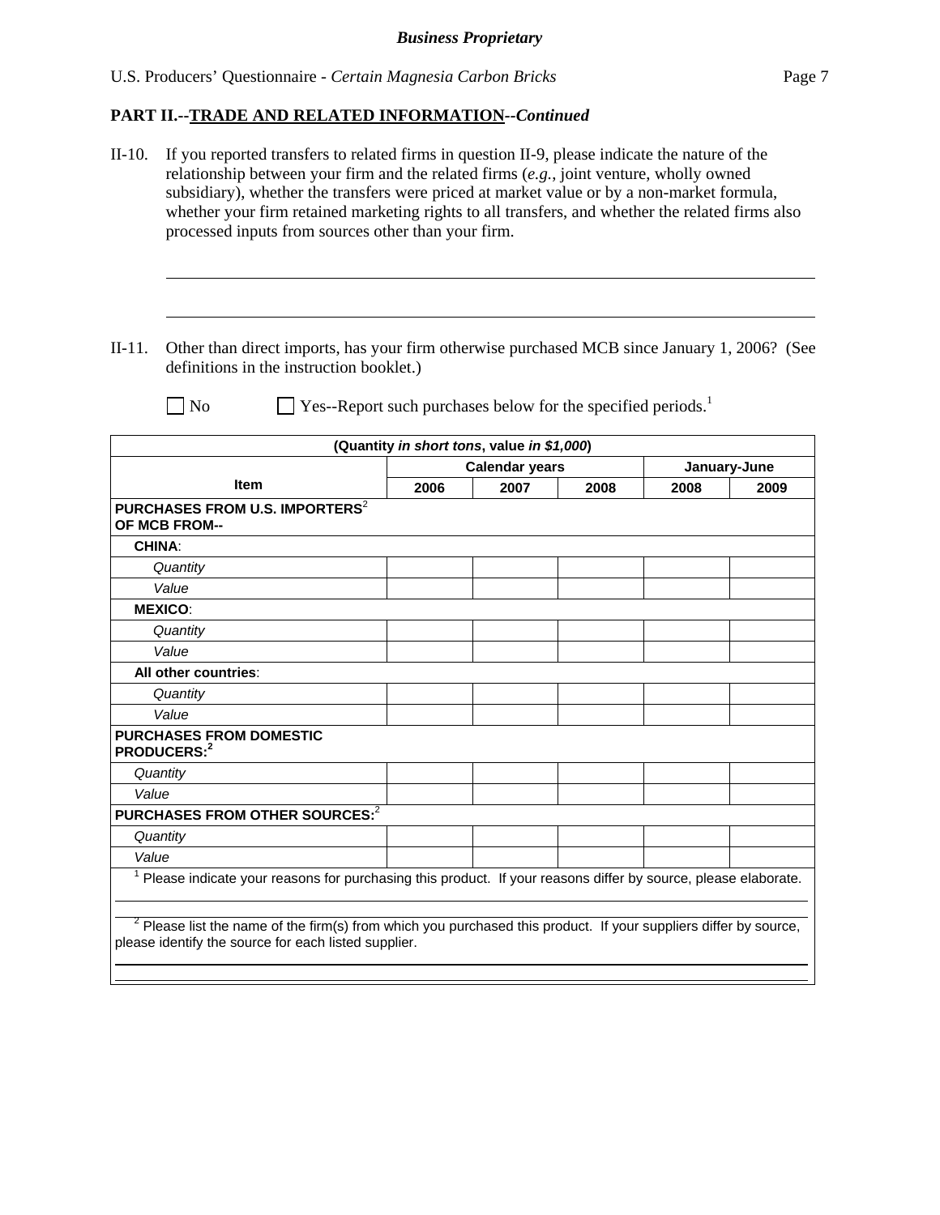**Business Proprietary**

U.S. Producers' Questionnaire - *Certain Magnesia Carbon Bricks*

## PART II.--TRADE AND RELATED INFORMATION--*Continued*

II-10. If you reported transfers to related firms in question II-9, please indicate the nature of the relationship between your firm and the related firms (*e.g.*, joint venture, wholly owned subsidiary), whether the transfers were priced at market value or by a non-market formula, whether your firm retained marketing rights to all transfers, and whether the related firms also processed inputs from sources other than your firm.

\_\_\_\_\_\_\_\_\_\_\_\_\_\_\_\_\_\_\_\_\_\_\_\_\_\_\_\_\_\_\_\_\_\_\_\_\_\_\_\_\_\_\_\_\_\_\_\_\_\_\_\_\_\_\_\_\_\_\_\_

\_\_\_\_\_\_\_\_\_\_\_\_\_\_\_\_\_\_\_\_\_\_\_\_\_\_\_\_\_\_\_\_\_\_\_\_\_\_\_\_\_\_\_\_\_\_\_\_\_\_\_\_\_\_\_\_\_\_\_\_

II-11. Other than direct imports, has your firm otherwise purchased MCB since January 1, 2006? (See definitions in the instruction booklet.)

☐ No ☐ Yes--Report such purchases below for the specified periods.[1]

| (Quantity *in short tons*, value *in $1,000*) | | | | | |
|---|---|---|---|---|---|
| Item | Calendar years | | | January-June | |
| | 2006 | 2007 | 2008 | 2008 | 2009 |
| **PURCHASES FROM U.S. IMPORTERS[2] OF MCB FROM--** | | | | | |
| **CHINA**: | | | | | |
| *Quantity* | | | | | |
| *Value* | | | | | |
| **MEXICO**: | | | | | |
| *Quantity* | | | | | |
| *Value* | | | | | |
| **All other countries**: | | | | | |
| *Quantity* | | | | | |
| *Value* | | | | | |
| **PURCHASES FROM DOMESTIC PRODUCERS:[2]** | | | | | |
| *Quantity* | | | | | |
| *Value* | | | | | |
| **PURCHASES FROM OTHER SOURCES:[2]** | | | | | |
| *Quantity* | | | | | |
| *Value* | | | | | |

[1] Please indicate your reasons for purchasing this product. If your reasons differ by source, please elaborate.

\_\_\_\_\_\_\_\_\_\_\_\_\_\_\_\_\_\_\_\_\_\_\_\_\_\_\_\_\_\_\_\_\_\_\_\_\_\_\_\_\_\_\_\_\_\_\_\_\_\_\_\_\_\_\_\_\_\_\_\_

[2] Please list the name of the firm(s) from which you purchased this product. If your suppliers differ by source, please identify the source for each listed supplier.

\_\_\_\_\_\_\_\_\_\_\_\_\_\_\_\_\_\_\_\_\_\_\_\_\_\_\_\_\_\_\_\_\_\_\_\_\_\_\_\_\_\_\_\_\_\_\_\_\_\_\_\_\_\_\_\_\_\_\_\_

\_\_\_\_\_\_\_\_\_\_\_\_\_\_\_\_\_\_\_\_\_\_\_\_\_\_\_\_\_\_\_\_\_\_\_\_\_\_\_\_\_\_\_\_\_\_\_\_\_\_\_\_\_\_\_\_\_\_\_\_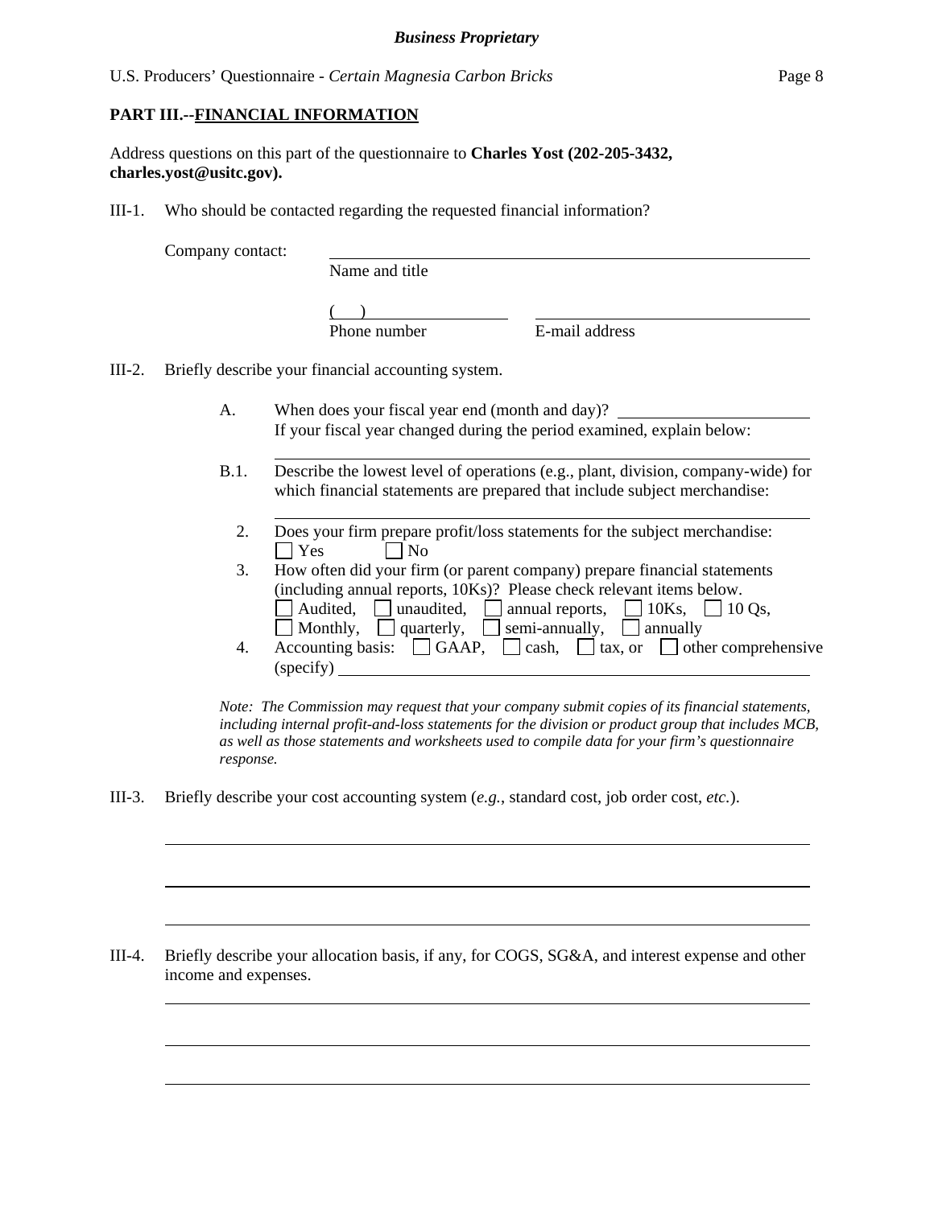**PART III.--FINANCIAL INFORMATION**

Address questions on this part of the questionnaire to **Charles Yost (202-205-3432, charles.yost@usitc.gov).**

III-1. Who should be contacted regarding the requested financial information?

Company contact: ______________________________
Name and title

(   ) ______________ ______________________
Phone number E-mail address

III-2. Briefly describe your financial accounting system.

A. When does your fiscal year end (month and day)? ______________
If your fiscal year changed during the period examined, explain below:
______________________________

B.1. Describe the lowest level of operations (e.g., plant, division, company-wide) for which financial statements are prepared that include subject merchandise:
______________________________

2. Does your firm prepare profit/loss statements for the subject merchandise:
☐ Yes ☐ No

3. How often did your firm (or parent company) prepare financial statements (including annual reports, 10Ks)? Please check relevant items below.
☐ Audited, ☐ unaudited, ☐ annual reports, ☐ 10Ks, ☐ 10 Qs,
☐ Monthly, ☐ quarterly, ☐ semi-annually, ☐ annually

4. Accounting basis: ☐ GAAP, ☐ cash, ☐ tax, or ☐ other comprehensive (specify) ______________________________

*Note: The Commission may request that your company submit copies of its financial statements, including internal profit-and-loss statements for the division or product group that includes MCB, as well as those statements and worksheets used to compile data for your firm's questionnaire response.*

III-3. Briefly describe your cost accounting system (*e.g.*, standard cost, job order cost, *etc.*).

______________________________

______________________________

______________________________

III-4. Briefly describe your allocation basis, if any, for COGS, SG&A, and interest expense and other income and expenses.

______________________________

______________________________

______________________________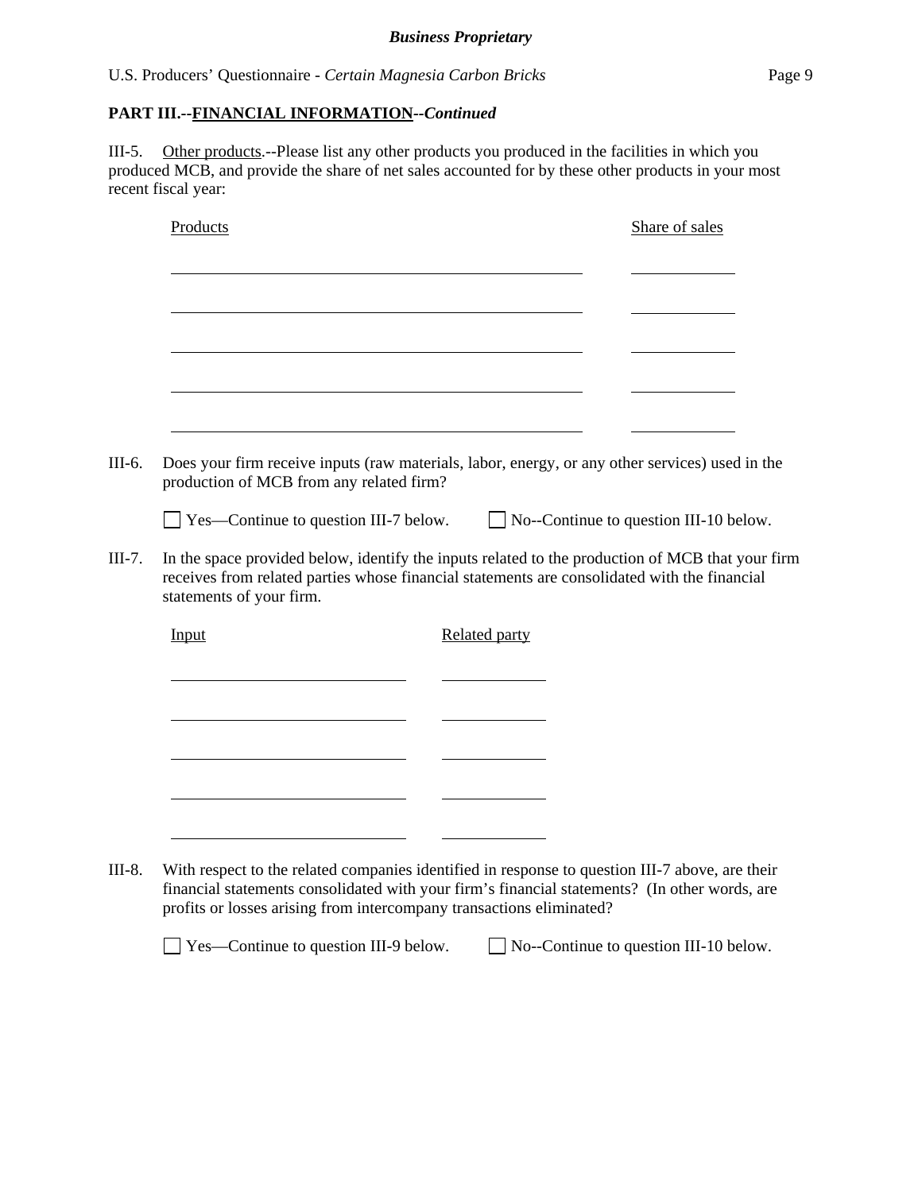**PART III.--FINANCIAL INFORMATION--*Continued***

III-5. Other products.--Please list any other products you produced in the facilities in which you produced MCB, and provide the share of net sales accounted for by these other products in your most recent fiscal year:

| Products | Share of sales |
|---|---|
| | |
| | |
| | |
| | |
| | |

III-6. Does your firm receive inputs (raw materials, labor, energy, or any other services) used in the production of MCB from any related firm?

☐ Yes—Continue to question III-7 below. ☐ No--Continue to question III-10 below.

III-7. In the space provided below, identify the inputs related to the production of MCB that your firm receives from related parties whose financial statements are consolidated with the financial statements of your firm.

| Input | Related party |
|---|---|
| | |
| | |
| | |
| | |
| | |

III-8. With respect to the related companies identified in response to question III-7 above, are their financial statements consolidated with your firm's financial statements? (In other words, are profits or losses arising from intercompany transactions eliminated?

☐ Yes—Continue to question III-9 below. ☐ No--Continue to question III-10 below.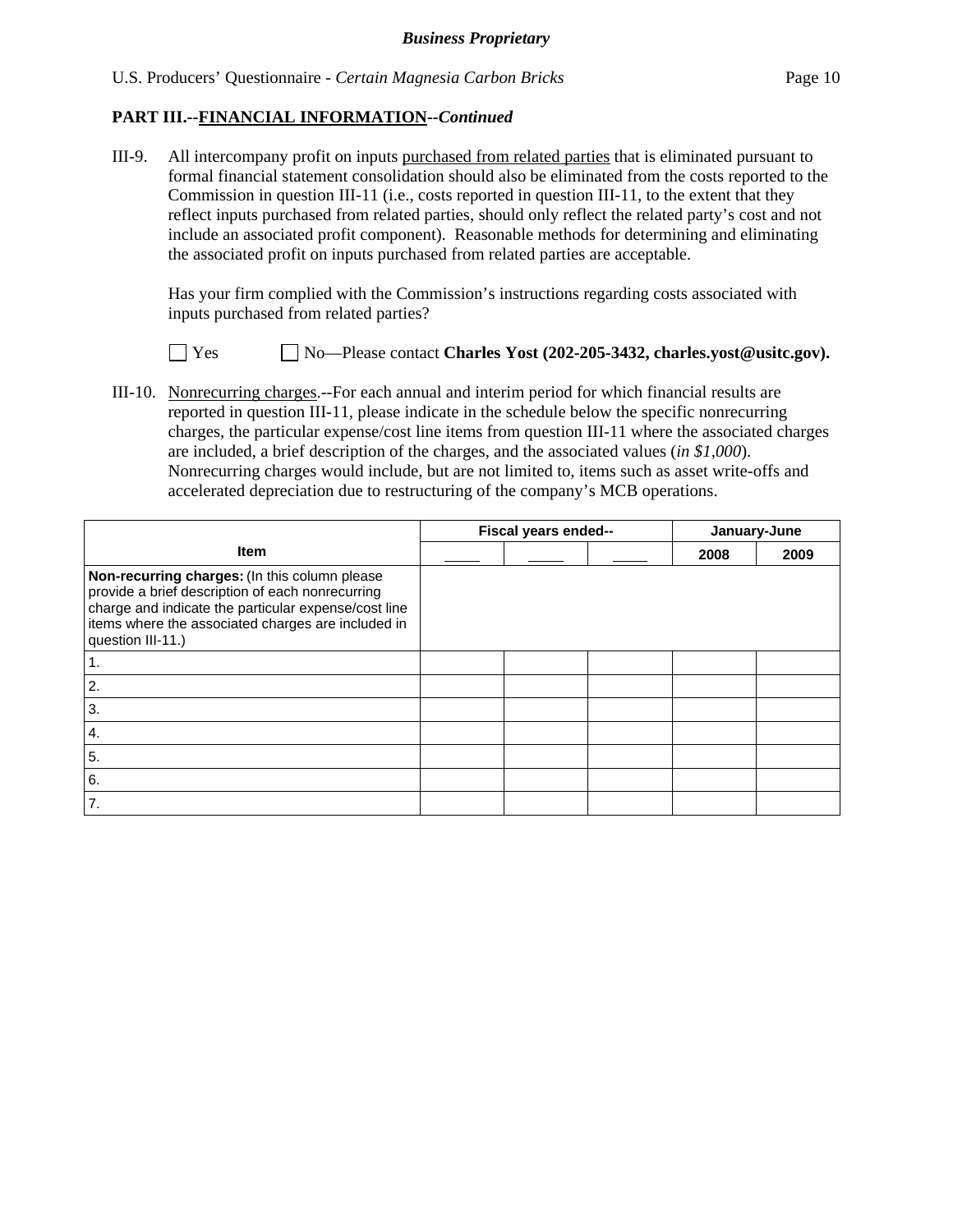*Business Proprietary*

**PART III.--FINANCIAL INFORMATION--*Continued***

III-9. All intercompany profit on inputs purchased from related parties that is eliminated pursuant to formal financial statement consolidation should also be eliminated from the costs reported to the Commission in question III-11 (i.e., costs reported in question III-11, to the extent that they reflect inputs purchased from related parties, should only reflect the related party's cost and not include an associated profit component). Reasonable methods for determining and eliminating the associated profit on inputs purchased from related parties are acceptable.

Has your firm complied with the Commission's instructions regarding costs associated with inputs purchased from related parties?

☐ Yes ☐ No—Please contact **Charles Yost (202-205-3432, charles.yost@usitc.gov).**

III-10. Nonrecurring charges.--For each annual and interim period for which financial results are reported in question III-11, please indicate in the schedule below the specific nonrecurring charges, the particular expense/cost line items from question III-11 where the associated charges are included, a brief description of the charges, and the associated values (*in $1,000*). Nonrecurring charges would include, but are not limited to, items such as asset write-offs and accelerated depreciation due to restructuring of the company's MCB operations.

| Item | Fiscal years ended-- | | | January-June | |
|---|---|---|---|---|---|
| | ____ | ____ | ____ | 2008 | 2009 |
| **Non-recurring charges:** (In this column please provide a brief description of each nonrecurring charge and indicate the particular expense/cost line items where the associated charges are included in question III-11.) | | | | | |
| 1. | | | | | |
| 2. | | | | | |
| 3. | | | | | |
| 4. | | | | | |
| 5. | | | | | |
| 6. | | | | | |
| 7. | | | | | |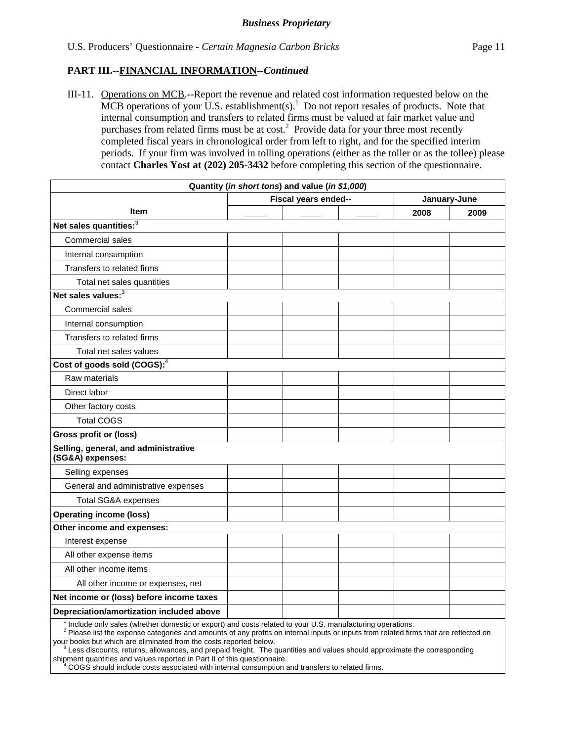**PART III.--FINANCIAL INFORMATION--*Continued***

III-11. Operations on MCB.--Report the revenue and related cost information requested below on the MCB operations of your U.S. establishment(s).[1] Do not report resales of products. Note that internal consumption and transfers to related firms must be valued at fair market value and purchases from related firms must be at cost.[2] Provide data for your three most recently completed fiscal years in chronological order from left to right, and for the specified interim periods. If your firm was involved in tolling operations (either as the toller or as the tollee) please contact **Charles Yost at (202) 205-3432** before completing this section of the questionnaire.

| Quantity (*in short tons*) and value (*in $1,000*) | | | | | |
|---|---|---|---|---|---|
| | Fiscal years ended-- | | | January-June | |
| **Item** | ____ | ____ | ____ | **2008** | **2009** |
| **Net sales quantities:**[3] | | | | | |
| Commercial sales | | | | | |
| Internal consumption | | | | | |
| Transfers to related firms | | | | | |
| Total net sales quantities | | | | | |
| **Net sales values:**[3] | | | | | |
| Commercial sales | | | | | |
| Internal consumption | | | | | |
| Transfers to related firms | | | | | |
| Total net sales values | | | | | |
| **Cost of goods sold (COGS):**[4] | | | | | |
| Raw materials | | | | | |
| Direct labor | | | | | |
| Other factory costs | | | | | |
| Total COGS | | | | | |
| **Gross profit or (loss)** | | | | | |
| **Selling, general, and administrative (SG&A) expenses:** | | | | | |
| Selling expenses | | | | | |
| General and administrative expenses | | | | | |
| Total SG&A expenses | | | | | |
| **Operating income (loss)** | | | | | |
| **Other income and expenses:** | | | | | |
| Interest expense | | | | | |
| All other expense items | | | | | |
| All other income items | | | | | |
| All other income or expenses, net | | | | | |
| **Net income or (loss) before income taxes** | | | | | |
| **Depreciation/amortization included above** | | | | | |

[1] Include only sales (whether domestic or export) and costs related to your U.S. manufacturing operations.
[2] Please list the expense categories and amounts of any profits on internal inputs or inputs from related firms that are reflected on your books but which are eliminated from the costs reported below.
[3] Less discounts, returns, allowances, and prepaid freight. The quantities and values should approximate the corresponding shipment quantities and values reported in Part II of this questionnaire.
[4] COGS should include costs associated with internal consumption and transfers to related firms.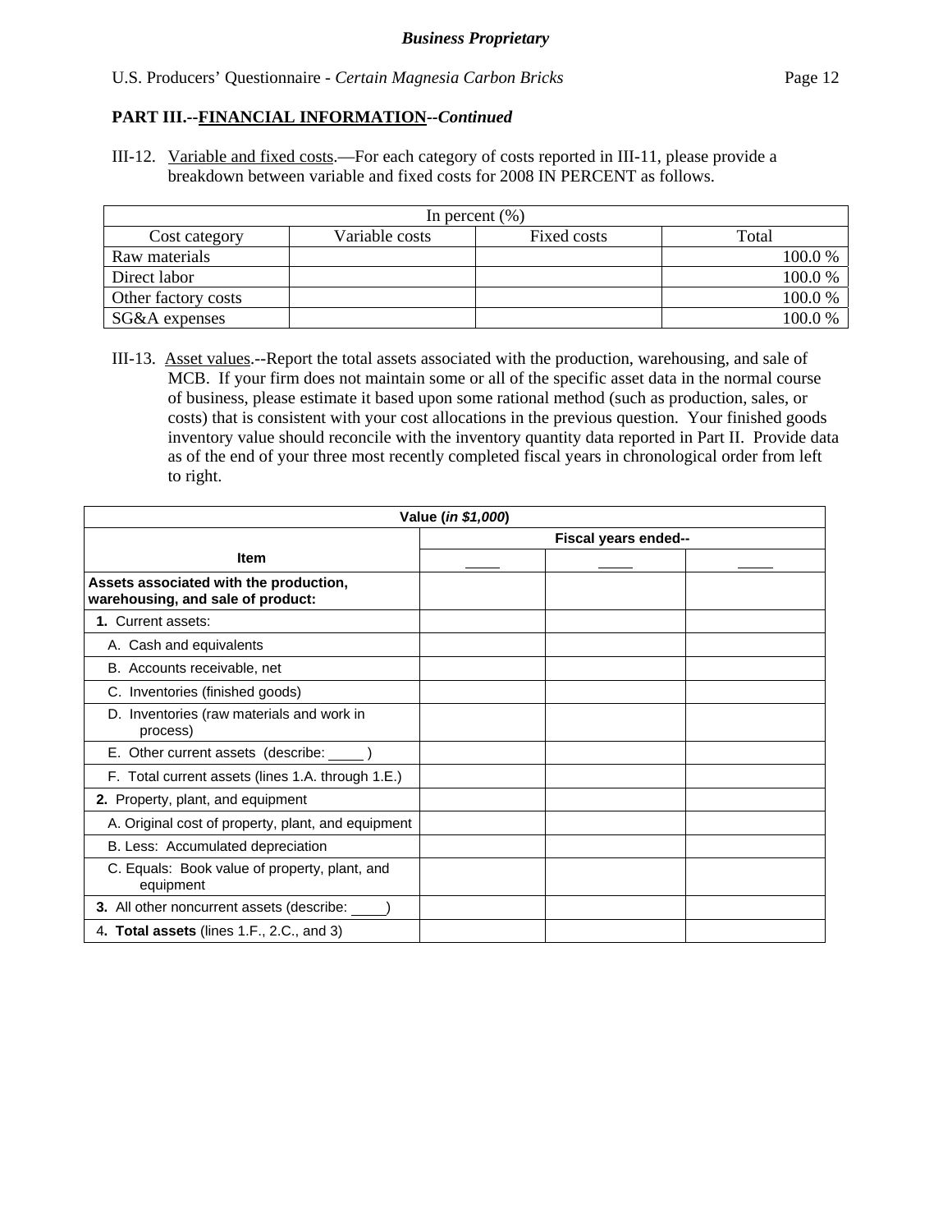**PART III.--FINANCIAL INFORMATION--*Continued***

III-12. Variable and fixed costs.—For each category of costs reported in III-11, please provide a breakdown between variable and fixed costs for 2008 IN PERCENT as follows.

| In percent (%) | | | |
|---|---|---|---|
| Cost category | Variable costs | Fixed costs | Total |
| Raw materials | | | 100.0 % |
| Direct labor | | | 100.0 % |
| Other factory costs | | | 100.0 % |
| SG&A expenses | | | 100.0 % |

III-13. Asset values.--Report the total assets associated with the production, warehousing, and sale of MCB. If your firm does not maintain some or all of the specific asset data in the normal course of business, please estimate it based upon some rational method (such as production, sales, or costs) that is consistent with your cost allocations in the previous question. Your finished goods inventory value should reconcile with the inventory quantity data reported in Part II. Provide data as of the end of your three most recently completed fiscal years in chronological order from left to right.

| Value (*in $1,000*) | | | |
|---|---|---|---|
| Item | Fiscal years ended-- | | |
| | ____ | ____ | ____ |
| **Assets associated with the production, warehousing, and sale of product:** | | | |
| **1.** Current assets: | | | |
| A. Cash and equivalents | | | |
| B. Accounts receivable, net | | | |
| C. Inventories (finished goods) | | | |
| D. Inventories (raw materials and work in process) | | | |
| E. Other current assets (describe: ____ ) | | | |
| F. Total current assets (lines 1.A. through 1.E.) | | | |
| **2.** Property, plant, and equipment | | | |
| A. Original cost of property, plant, and equipment | | | |
| B. Less: Accumulated depreciation | | | |
| C. Equals: Book value of property, plant, and equipment | | | |
| **3.** All other noncurrent assets (describe: ____) | | | |
| 4**. Total assets** (lines 1.F., 2.C., and 3) | | | |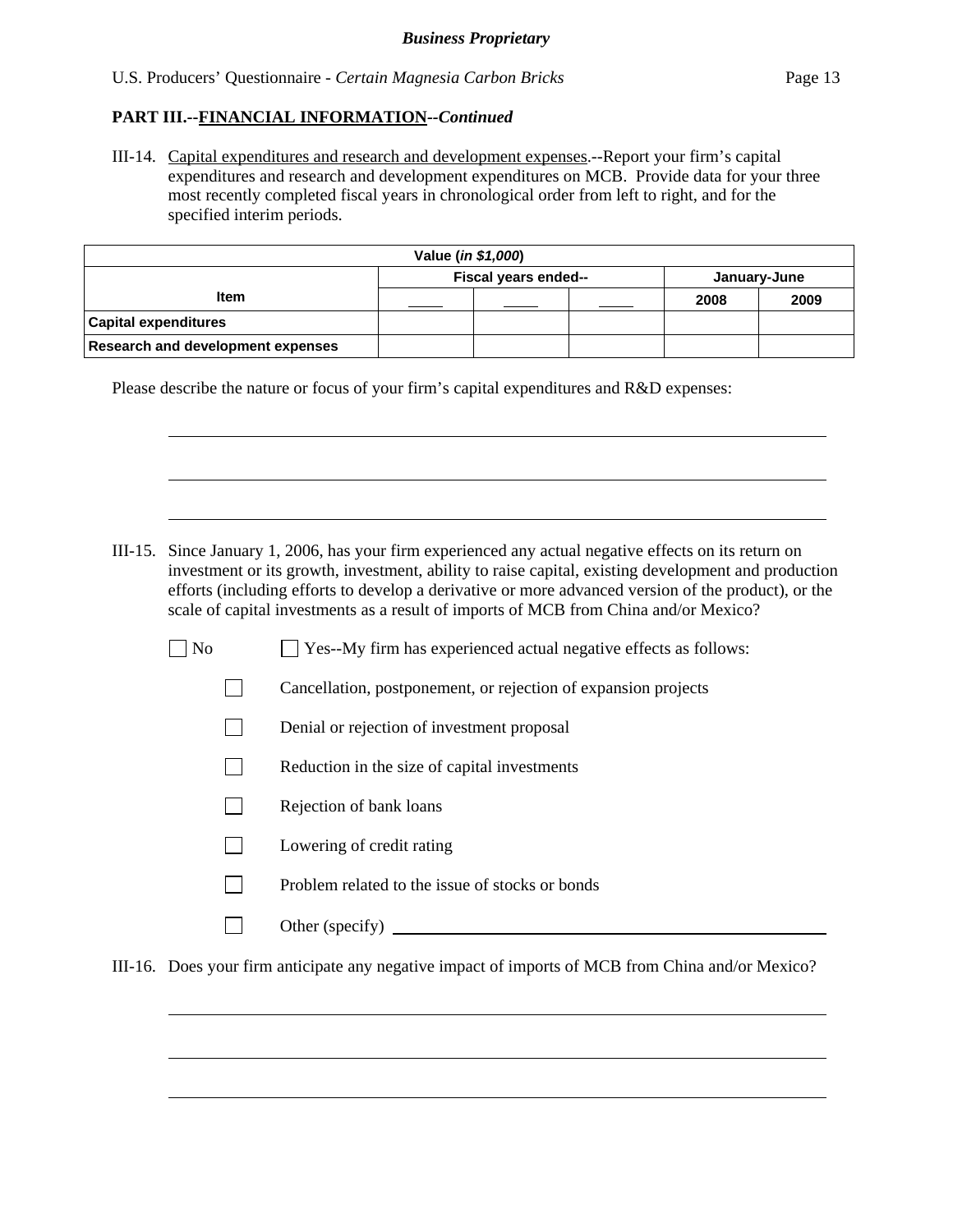**Business Proprietary**

U.S. Producers' Questionnaire - *Certain Magnesia Carbon Bricks*

## PART III.--FINANCIAL INFORMATION--*Continued*

III-14. Capital expenditures and research and development expenses.--Report your firm's capital expenditures and research and development expenditures on MCB. Provide data for your three most recently completed fiscal years in chronological order from left to right, and for the specified interim periods.

| Value (*in $1,000*) | | | | | |
|---|---|---|---|---|---|
| | Fiscal years ended-- | | | January-June | |
| Item | ____ | ____ | ____ | 2008 | 2009 |
| Capital expenditures | | | | | |
| Research and development expenses | | | | | |

Please describe the nature or focus of your firm's capital expenditures and R&D expenses:

\_\_\_\_\_\_\_\_\_\_\_\_\_\_\_\_\_\_\_\_\_\_\_\_\_\_\_\_\_\_\_\_\_\_\_\_\_\_\_\_\_\_\_\_\_\_\_\_\_\_\_\_\_\_\_\_\_\_\_\_\_\_\_\_

\_\_\_\_\_\_\_\_\_\_\_\_\_\_\_\_\_\_\_\_\_\_\_\_\_\_\_\_\_\_\_\_\_\_\_\_\_\_\_\_\_\_\_\_\_\_\_\_\_\_\_\_\_\_\_\_\_\_\_\_\_\_\_\_

\_\_\_\_\_\_\_\_\_\_\_\_\_\_\_\_\_\_\_\_\_\_\_\_\_\_\_\_\_\_\_\_\_\_\_\_\_\_\_\_\_\_\_\_\_\_\_\_\_\_\_\_\_\_\_\_\_\_\_\_\_\_\_\_

III-15. Since January 1, 2006, has your firm experienced any actual negative effects on its return on investment or its growth, investment, ability to raise capital, existing development and production efforts (including efforts to develop a derivative or more advanced version of the product), or the scale of capital investments as a result of imports of MCB from China and/or Mexico?

☐ No ☐ Yes--My firm has experienced actual negative effects as follows:

- ☐ Cancellation, postponement, or rejection of expansion projects
- ☐ Denial or rejection of investment proposal
- ☐ Reduction in the size of capital investments
- ☐ Rejection of bank loans
- ☐ Lowering of credit rating
- ☐ Problem related to the issue of stocks or bonds
- ☐ Other (specify) \_\_\_\_\_\_\_\_\_\_\_\_\_\_\_\_\_\_\_\_\_\_\_\_\_\_\_\_\_\_\_\_\_\_\_\_\_\_\_\_

III-16. Does your firm anticipate any negative impact of imports of MCB from China and/or Mexico?

\_\_\_\_\_\_\_\_\_\_\_\_\_\_\_\_\_\_\_\_\_\_\_\_\_\_\_\_\_\_\_\_\_\_\_\_\_\_\_\_\_\_\_\_\_\_\_\_\_\_\_\_\_\_\_\_\_\_\_\_\_\_\_\_

\_\_\_\_\_\_\_\_\_\_\_\_\_\_\_\_\_\_\_\_\_\_\_\_\_\_\_\_\_\_\_\_\_\_\_\_\_\_\_\_\_\_\_\_\_\_\_\_\_\_\_\_\_\_\_\_\_\_\_\_\_\_\_\_

\_\_\_\_\_\_\_\_\_\_\_\_\_\_\_\_\_\_\_\_\_\_\_\_\_\_\_\_\_\_\_\_\_\_\_\_\_\_\_\_\_\_\_\_\_\_\_\_\_\_\_\_\_\_\_\_\_\_\_\_\_\_\_\_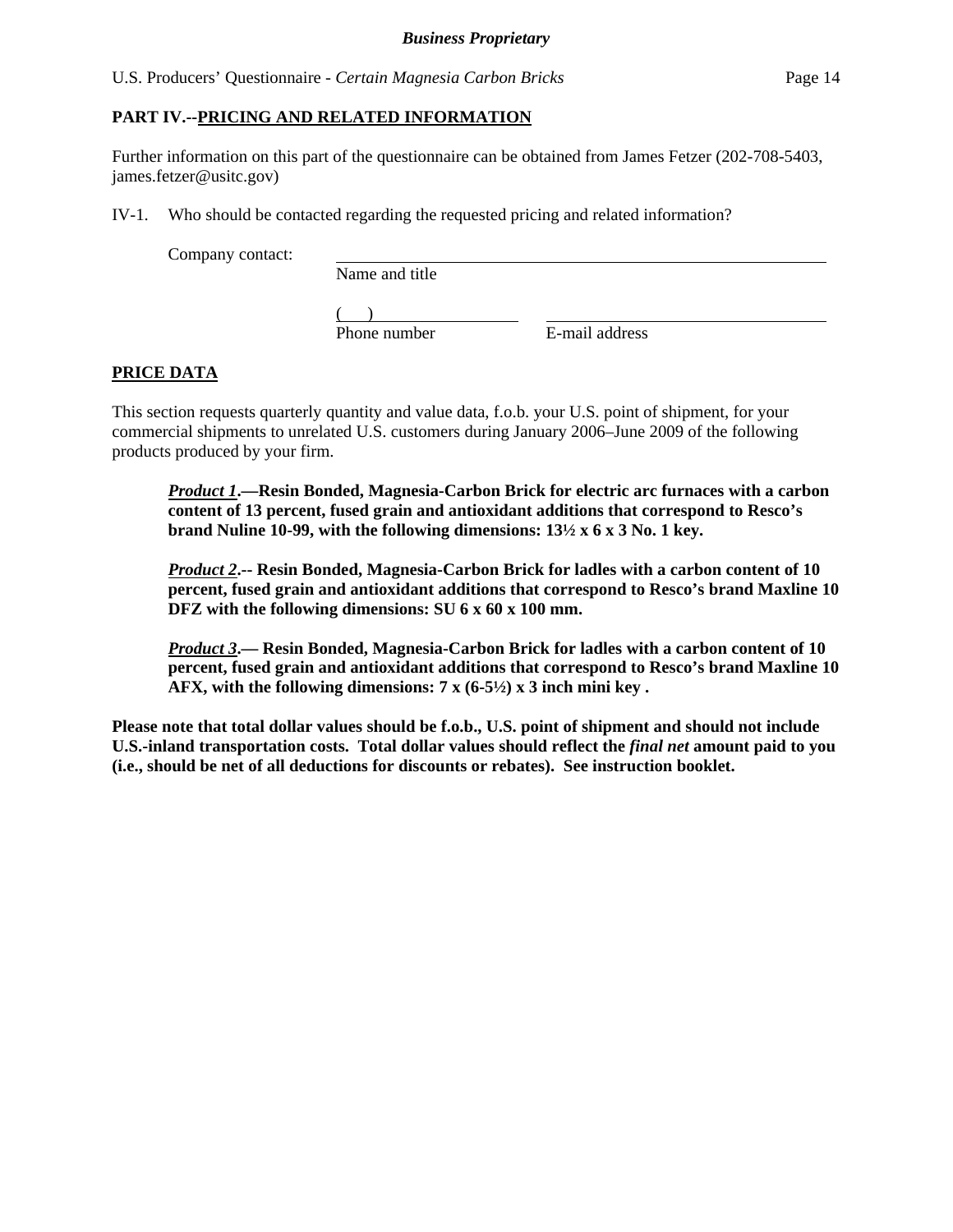## PART IV.--PRICING AND RELATED INFORMATION

Further information on this part of the questionnaire can be obtained from James Fetzer (202-708-5403, james.fetzer@usitc.gov)

IV-1. Who should be contacted regarding the requested pricing and related information?

Company contact: ________________________________________
Name and title

(    ) ____________________   ____________________________
Phone number   E-mail address

### PRICE DATA

This section requests quarterly quantity and value data, f.o.b. your U.S. point of shipment, for your commercial shipments to unrelated U.S. customers during January 2006–June 2009 of the following products produced by your firm.

***Product 1*****.—Resin Bonded, Magnesia-Carbon Brick for electric arc furnaces with a carbon content of 13 percent, fused grain and antioxidant additions that correspond to Resco's brand Nuline 10-99, with the following dimensions: 13½ x 6 x 3 No. 1 key.**

***Product 2*****.-- Resin Bonded, Magnesia-Carbon Brick for ladles with a carbon content of 10 percent, fused grain and antioxidant additions that correspond to Resco's brand Maxline 10 DFZ with the following dimensions: SU 6 x 60 x 100 mm.**

***Product 3*****.— Resin Bonded, Magnesia-Carbon Brick for ladles with a carbon content of 10 percent, fused grain and antioxidant additions that correspond to Resco's brand Maxline 10 AFX, with the following dimensions: 7 x (6-5½) x 3 inch mini key .**

**Please note that total dollar values should be f.o.b., U.S. point of shipment and should not include U.S.-inland transportation costs. Total dollar values should reflect the *final net* amount paid to you (i.e., should be net of all deductions for discounts or rebates). See instruction booklet.**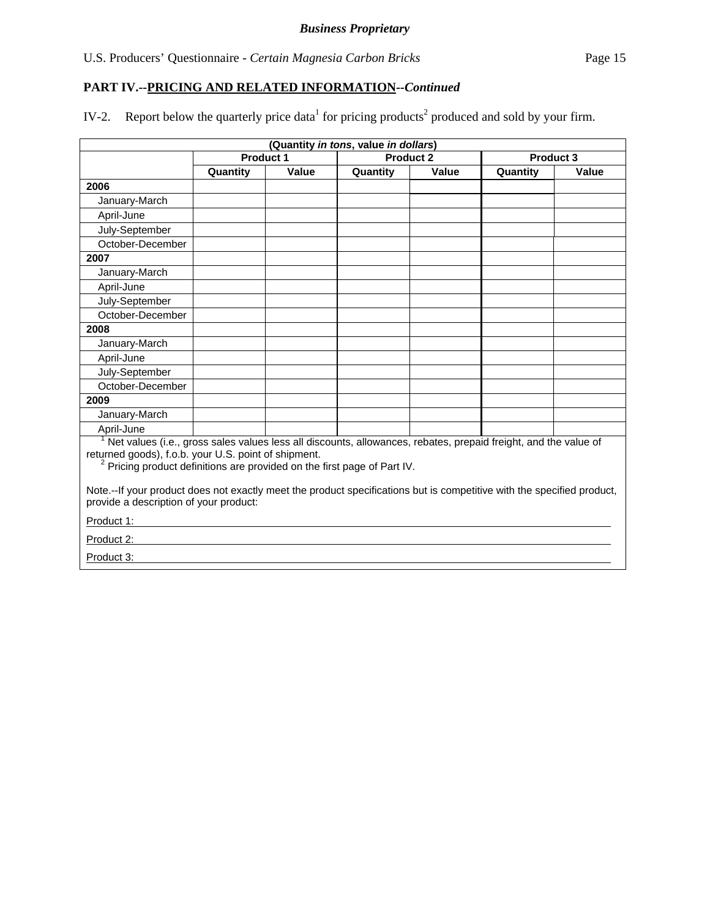**PART IV.--PRICING AND RELATED INFORMATION--*Continued***

IV-2. Report below the quarterly price data[1] for pricing products[2] produced and sold by your firm.

| (Quantity *in tons*, value *in dollars*) | | | | | | |
|---|---|---|---|---|---|---|
| | **Product 1** | | **Product 2** | | **Product 3** | |
| | **Quantity** | **Value** | **Quantity** | **Value** | **Quantity** | **Value** |
| **2006** | | | | | | |
| January-March | | | | | | |
| April-June | | | | | | |
| July-September | | | | | | |
| October-December | | | | | | |
| **2007** | | | | | | |
| January-March | | | | | | |
| April-June | | | | | | |
| July-September | | | | | | |
| October-December | | | | | | |
| **2008** | | | | | | |
| January-March | | | | | | |
| April-June | | | | | | |
| July-September | | | | | | |
| October-December | | | | | | |
| **2009** | | | | | | |
| January-March | | | | | | |
| April-June | | | | | | |

[1] Net values (i.e., gross sales values less all discounts, allowances, rebates, prepaid freight, and the value of returned goods), f.o.b. your U.S. point of shipment.

[2] Pricing product definitions are provided on the first page of Part IV.

Note.--If your product does not exactly meet the product specifications but is competitive with the specified product, provide a description of your product:

Product 1: \_\_\_\_\_\_\_\_\_\_\_\_\_\_\_\_\_\_\_\_\_\_\_\_\_\_\_\_\_\_\_\_\_\_\_\_\_\_\_\_

Product 2: \_\_\_\_\_\_\_\_\_\_\_\_\_\_\_\_\_\_\_\_\_\_\_\_\_\_\_\_\_\_\_\_\_\_\_\_\_\_\_\_

Product 3: \_\_\_\_\_\_\_\_\_\_\_\_\_\_\_\_\_\_\_\_\_\_\_\_\_\_\_\_\_\_\_\_\_\_\_\_\_\_\_\_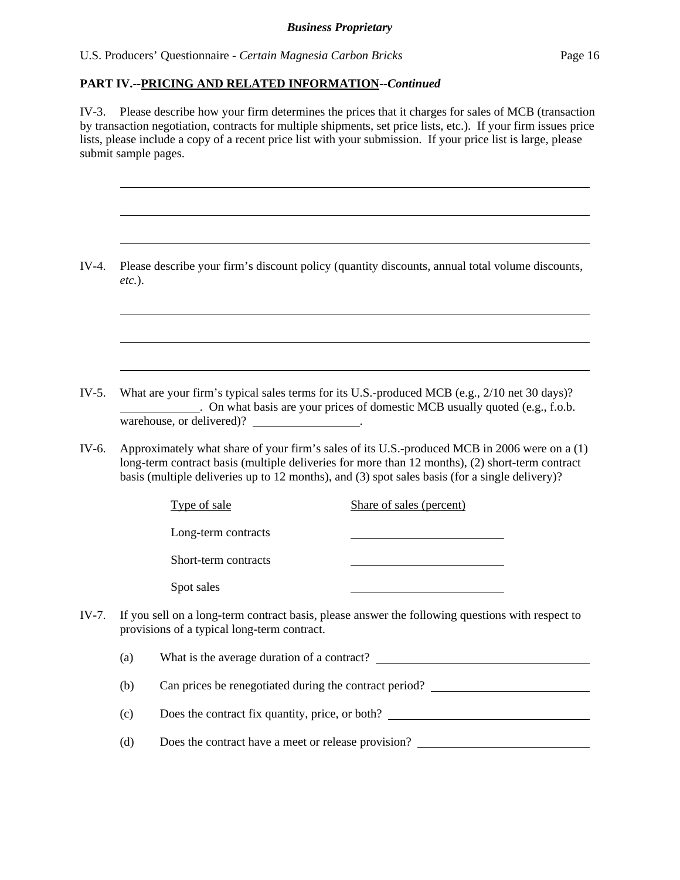**PART IV.--PRICING AND RELATED INFORMATION--*Continued***

IV-3. Please describe how your firm determines the prices that it charges for sales of MCB (transaction by transaction negotiation, contracts for multiple shipments, set price lists, etc.). If your firm issues price lists, please include a copy of a recent price list with your submission. If your price list is large, please submit sample pages.

______________________________________________________________________

______________________________________________________________________

______________________________________________________________________

IV-4. Please describe your firm's discount policy (quantity discounts, annual total volume discounts, *etc.*).

______________________________________________________________________

______________________________________________________________________

______________________________________________________________________

IV-5. What are your firm's typical sales terms for its U.S.-produced MCB (e.g., 2/10 net 30 days)? ____________. On what basis are your prices of domestic MCB usually quoted (e.g., f.o.b. warehouse, or delivered)? ________________.

IV-6. Approximately what share of your firm's sales of its U.S.-produced MCB in 2006 were on a (1) long-term contract basis (multiple deliveries for more than 12 months), (2) short-term contract basis (multiple deliveries up to 12 months), and (3) spot sales basis (for a single delivery)?

| Type of sale | Share of sales (percent) |
|---|---|
| Long-term contracts | ____________ |
| Short-term contracts | ____________ |
| Spot sales | ____________ |

IV-7. If you sell on a long-term contract basis, please answer the following questions with respect to provisions of a typical long-term contract.

(a) What is the average duration of a contract? ____________________

(b) Can prices be renegotiated during the contract period? ____________________

(c) Does the contract fix quantity, price, or both? ____________________

(d) Does the contract have a meet or release provision? ____________________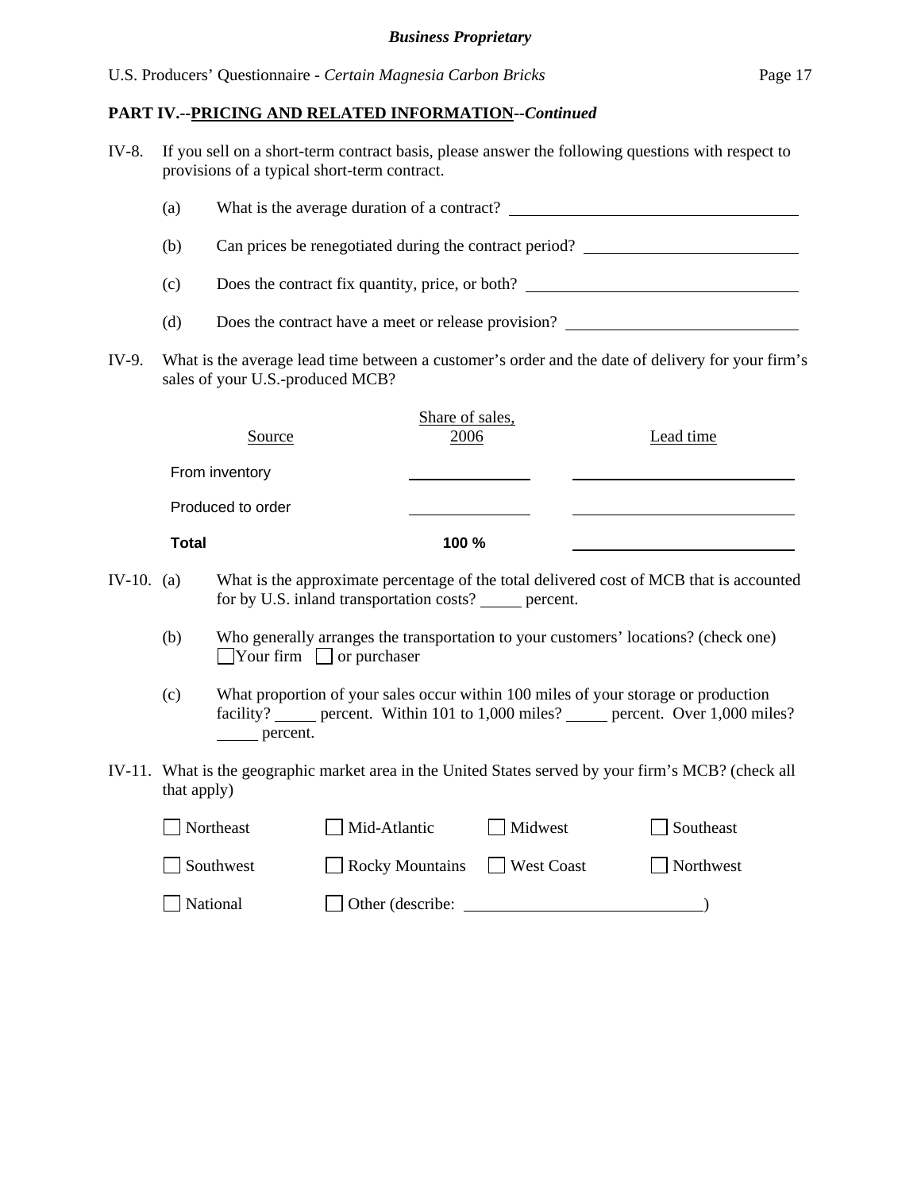**PART IV.--PRICING AND RELATED INFORMATION--*Continued***

IV-8. If you sell on a short-term contract basis, please answer the following questions with respect to provisions of a typical short-term contract.

(a) What is the average duration of a contract? ______________________________

(b) Can prices be renegotiated during the contract period? ______________________

(c) Does the contract fix quantity, price, or both? ____________________________

(d) Does the contract have a meet or release provision? _______________________

IV-9. What is the average lead time between a customer's order and the date of delivery for your firm's sales of your U.S.-produced MCB?

| Source | Share of sales, 2006 | Lead time |
|---|---|---|
| From inventory | ______ | ______ |
| Produced to order | ______ | ______ |
| **Total** | **100 %** | ______ |

IV-10. (a) What is the approximate percentage of the total delivered cost of MCB that is accounted for by U.S. inland transportation costs? _____ percent.

(b) Who generally arranges the transportation to your customers' locations? (check one)
☐ Your firm ☐ or purchaser

(c) What proportion of your sales occur within 100 miles of your storage or production facility? _____ percent. Within 101 to 1,000 miles? _____ percent. Over 1,000 miles? _____ percent.

IV-11. What is the geographic market area in the United States served by your firm's MCB? (check all that apply)

| | | | |
|---|---|---|---|
| ☐ Northeast | ☐ Mid-Atlantic | ☐ Midwest | ☐ Southeast |
| ☐ Southwest | ☐ Rocky Mountains | ☐ West Coast | ☐ Northwest |
| ☐ National | ☐ Other (describe: ______________________) | | |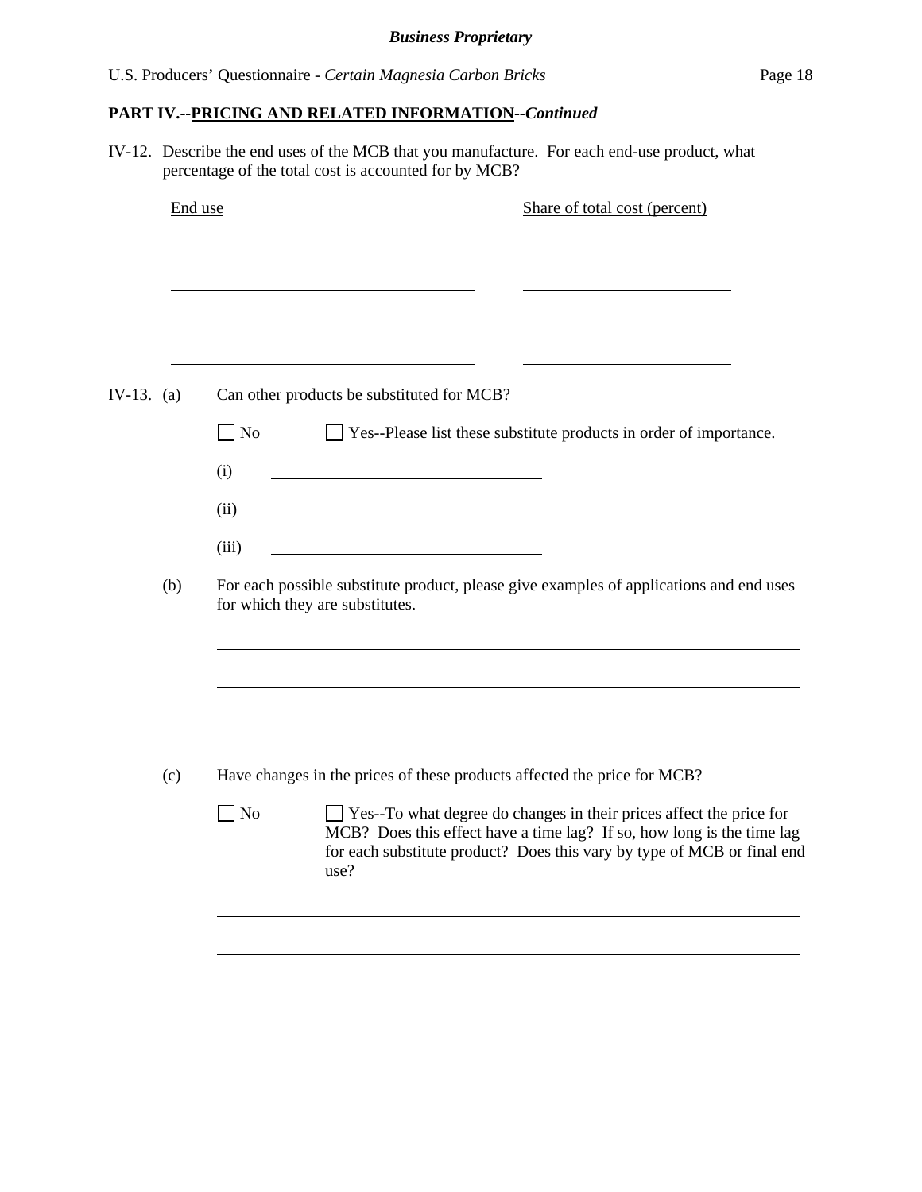**PART IV.--PRICING AND RELATED INFORMATION--*Continued***

IV-12. Describe the end uses of the MCB that you manufacture. For each end-use product, what percentage of the total cost is accounted for by MCB?

| End use | Share of total cost (percent) |
|---|---|
| | |
| | |
| | |
| | |

IV-13. (a) Can other products be substituted for MCB?

☐ No ☐ Yes--Please list these substitute products in order of importance.

(i) \_\_\_\_\_\_\_\_\_\_\_\_\_\_\_\_\_\_\_\_\_\_\_\_\_\_\_\_

(ii) \_\_\_\_\_\_\_\_\_\_\_\_\_\_\_\_\_\_\_\_\_\_\_\_\_\_\_\_

(iii) \_\_\_\_\_\_\_\_\_\_\_\_\_\_\_\_\_\_\_\_\_\_\_\_\_\_\_\_

(b) For each possible substitute product, please give examples of applications and end uses for which they are substitutes.

\_\_\_\_\_\_\_\_\_\_\_\_\_\_\_\_\_\_\_\_\_\_\_\_\_\_\_\_\_\_\_\_\_\_\_\_\_\_\_\_\_\_\_\_\_\_\_\_\_\_\_\_\_\_\_\_

\_\_\_\_\_\_\_\_\_\_\_\_\_\_\_\_\_\_\_\_\_\_\_\_\_\_\_\_\_\_\_\_\_\_\_\_\_\_\_\_\_\_\_\_\_\_\_\_\_\_\_\_\_\_\_\_

\_\_\_\_\_\_\_\_\_\_\_\_\_\_\_\_\_\_\_\_\_\_\_\_\_\_\_\_\_\_\_\_\_\_\_\_\_\_\_\_\_\_\_\_\_\_\_\_\_\_\_\_\_\_\_\_

(c) Have changes in the prices of these products affected the price for MCB?

☐ No ☐ Yes--To what degree do changes in their prices affect the price for MCB? Does this effect have a time lag? If so, how long is the time lag for each substitute product? Does this vary by type of MCB or final end use?

\_\_\_\_\_\_\_\_\_\_\_\_\_\_\_\_\_\_\_\_\_\_\_\_\_\_\_\_\_\_\_\_\_\_\_\_\_\_\_\_\_\_\_\_\_\_\_\_\_\_\_\_\_\_\_\_

\_\_\_\_\_\_\_\_\_\_\_\_\_\_\_\_\_\_\_\_\_\_\_\_\_\_\_\_\_\_\_\_\_\_\_\_\_\_\_\_\_\_\_\_\_\_\_\_\_\_\_\_\_\_\_\_

\_\_\_\_\_\_\_\_\_\_\_\_\_\_\_\_\_\_\_\_\_\_\_\_\_\_\_\_\_\_\_\_\_\_\_\_\_\_\_\_\_\_\_\_\_\_\_\_\_\_\_\_\_\_\_\_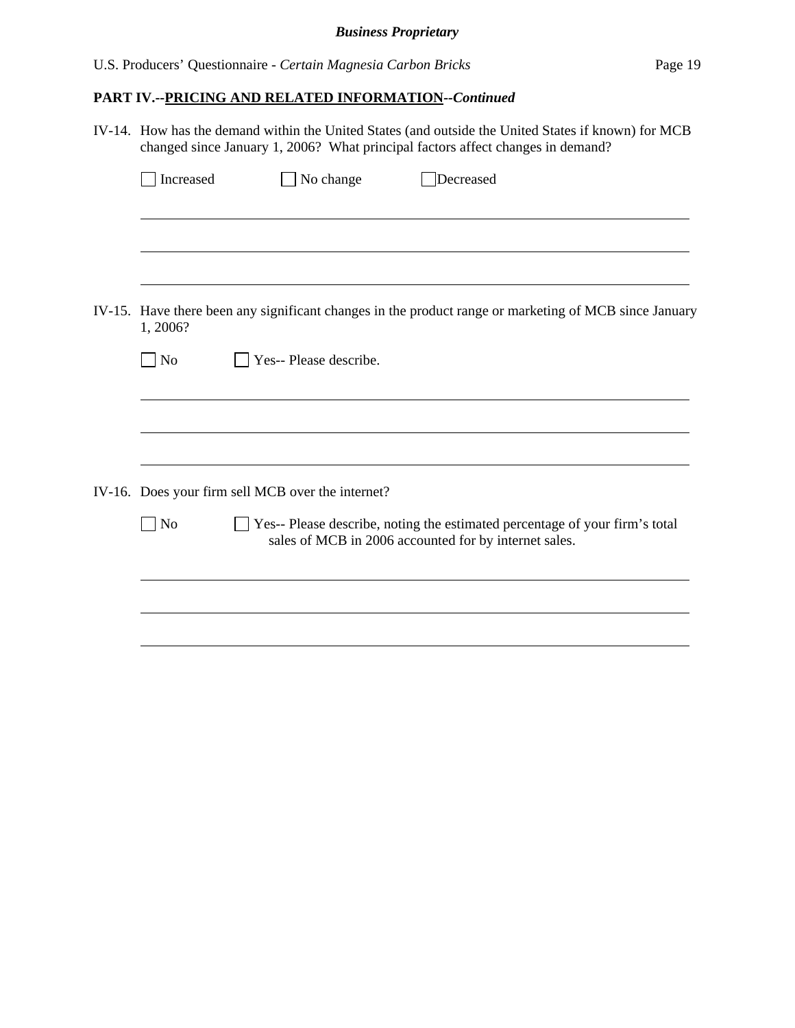**PART IV.--PRICING AND RELATED INFORMATION--*Continued***

IV-14. How has the demand within the United States (and outside the United States if known) for MCB changed since January 1, 2006? What principal factors affect changes in demand?

☐ Increased ☐ No change ☐ Decreased

IV-15. Have there been any significant changes in the product range or marketing of MCB since January 1, 2006?

☐ No ☐ Yes-- Please describe.

IV-16. Does your firm sell MCB over the internet?

☐ No ☐ Yes-- Please describe, noting the estimated percentage of your firm's total sales of MCB in 2006 accounted for by internet sales.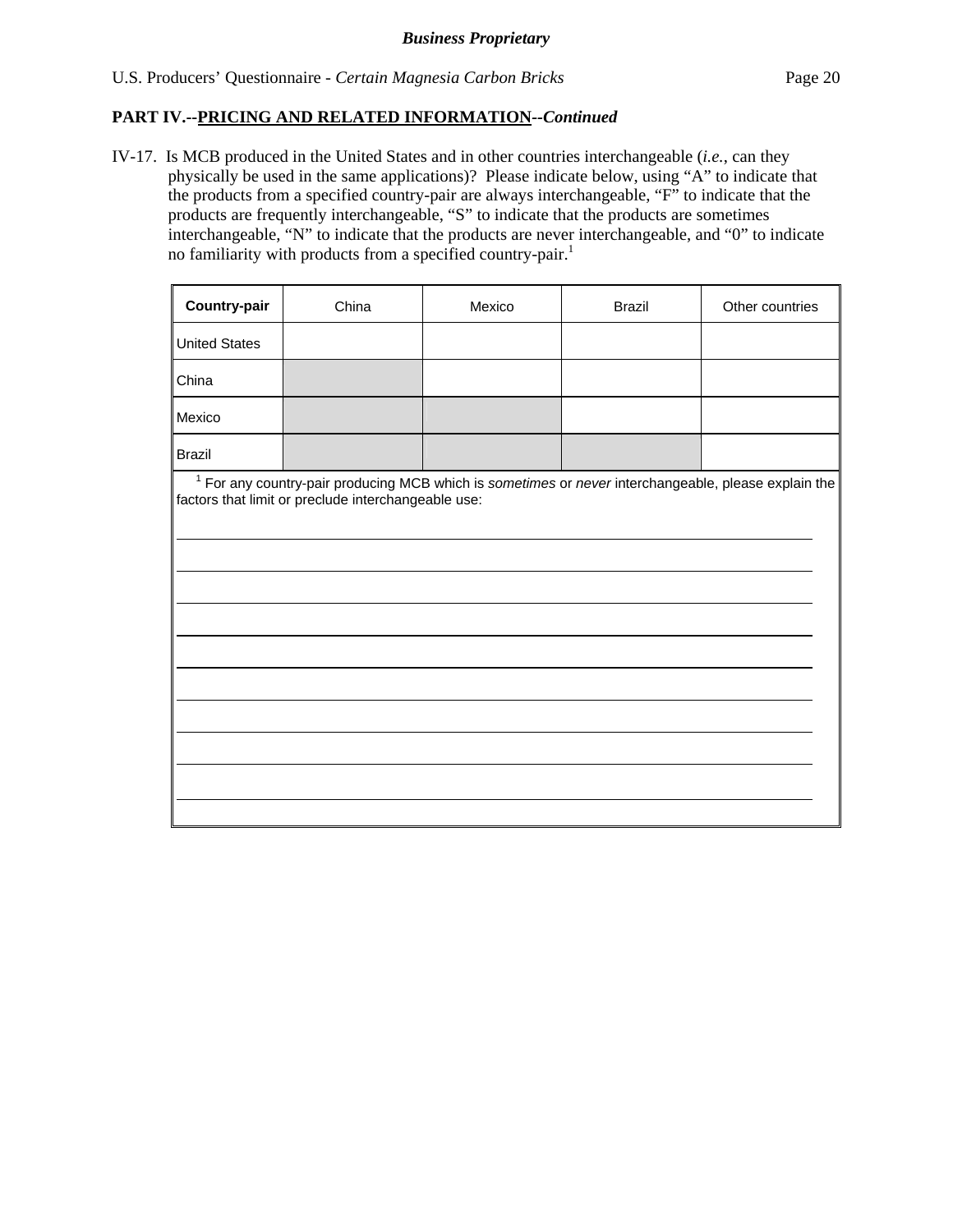**PART IV.--PRICING AND RELATED INFORMATION--*Continued***

IV-17. Is MCB produced in the United States and in other countries interchangeable (*i.e.*, can they physically be used in the same applications)? Please indicate below, using "A" to indicate that the products from a specified country-pair are always interchangeable, "F" to indicate that the products are frequently interchangeable, "S" to indicate that the products are sometimes interchangeable, "N" to indicate that the products are never interchangeable, and "0" to indicate no familiarity with products from a specified country-pair.[1]

| **Country-pair** | China | Mexico | Brazil | Other countries |
|---|---|---|---|---|
| United States | | | | |
| China | | | | |
| Mexico | | | | |
| Brazil | | | | |

[1] For any country-pair producing MCB which is *sometimes* or *never* interchangeable, please explain the factors that limit or preclude interchangeable use:

______________________________________________________________________________

______________________________________________________________________________

______________________________________________________________________________

______________________________________________________________________________

______________________________________________________________________________

______________________________________________________________________________

______________________________________________________________________________

______________________________________________________________________________

______________________________________________________________________________

______________________________________________________________________________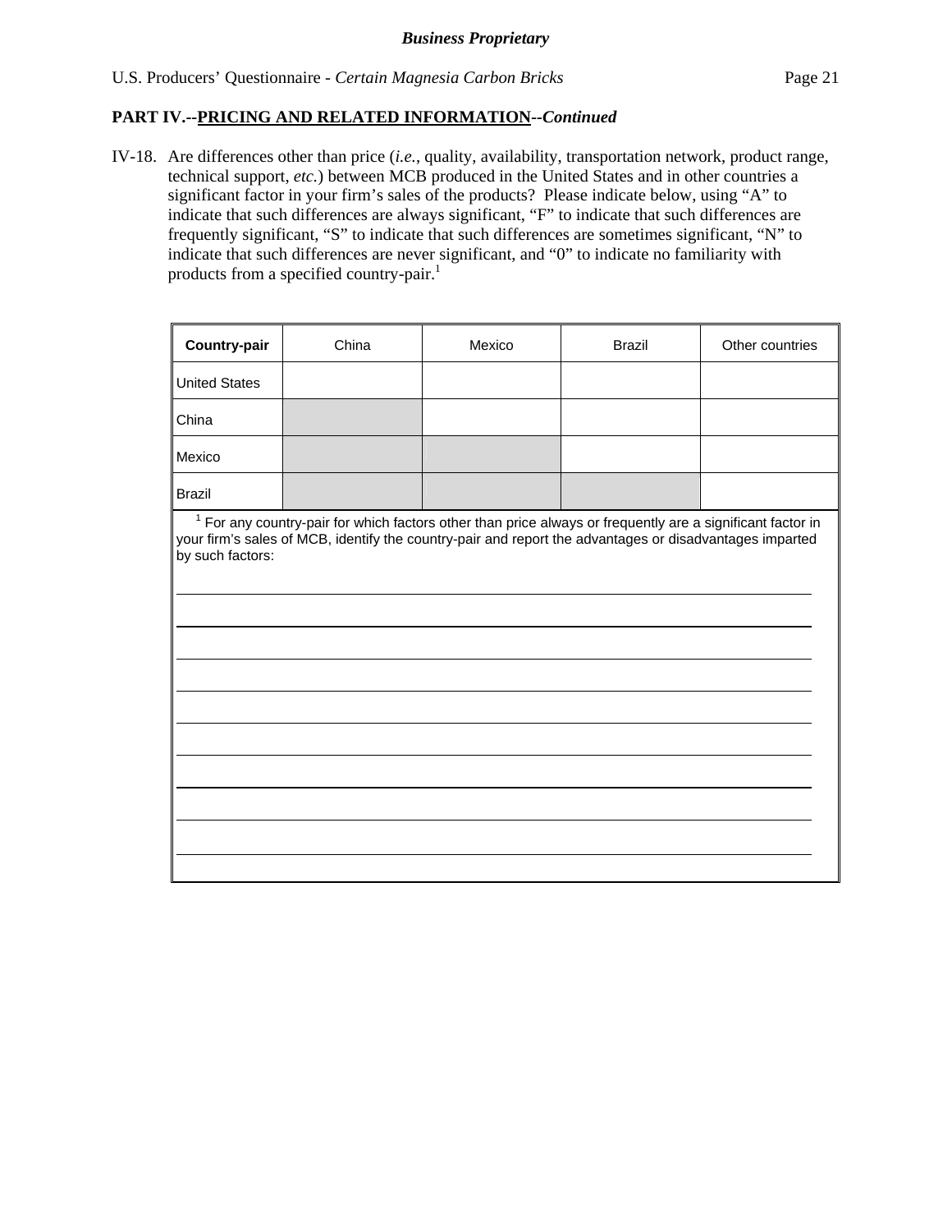**PART IV.--PRICING AND RELATED INFORMATION--*Continued***

IV-18. Are differences other than price (*i.e.*, quality, availability, transportation network, product range, technical support, *etc.*) between MCB produced in the United States and in other countries a significant factor in your firm's sales of the products? Please indicate below, using "A" to indicate that such differences are always significant, "F" to indicate that such differences are frequently significant, "S" to indicate that such differences are sometimes significant, "N" to indicate that such differences are never significant, and "0" to indicate no familiarity with products from a specified country-pair.[1]

| **Country-pair** | China | Mexico | Brazil | Other countries |
|---|---|---|---|---|
| United States | | | | |
| China | | | | |
| Mexico | | | | |
| Brazil | | | | |

[1] For any country-pair for which factors other than price always or frequently are a significant factor in your firm's sales of MCB, identify the country-pair and report the advantages or disadvantages imparted by such factors:

______________________________________________________________________

______________________________________________________________________

______________________________________________________________________

______________________________________________________________________

______________________________________________________________________

______________________________________________________________________

______________________________________________________________________

______________________________________________________________________

______________________________________________________________________

______________________________________________________________________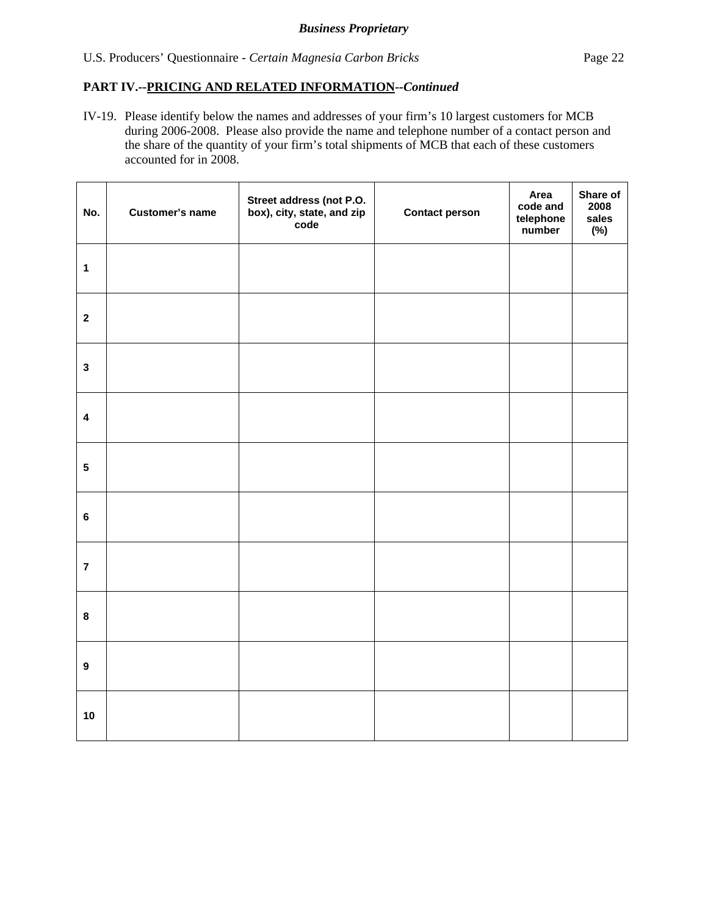**PART IV.--PRICING AND RELATED INFORMATION--*Continued***

IV-19. Please identify below the names and addresses of your firm’s 10 largest customers for MCB during 2006-2008. Please also provide the name and telephone number of a contact person and the share of the quantity of your firm’s total shipments of MCB that each of these customers accounted for in 2008.

| No. | Customer’s name | Street address (not P.O. box), city, state, and zip code | Contact person | Area code and telephone number | Share of 2008 sales (%) |
|---|---|---|---|---|---|
| 1 | | | | | |
| 2 | | | | | |
| 3 | | | | | |
| 4 | | | | | |
| 5 | | | | | |
| 6 | | | | | |
| 7 | | | | | |
| 8 | | | | | |
| 9 | | | | | |
| 10 | | | | | |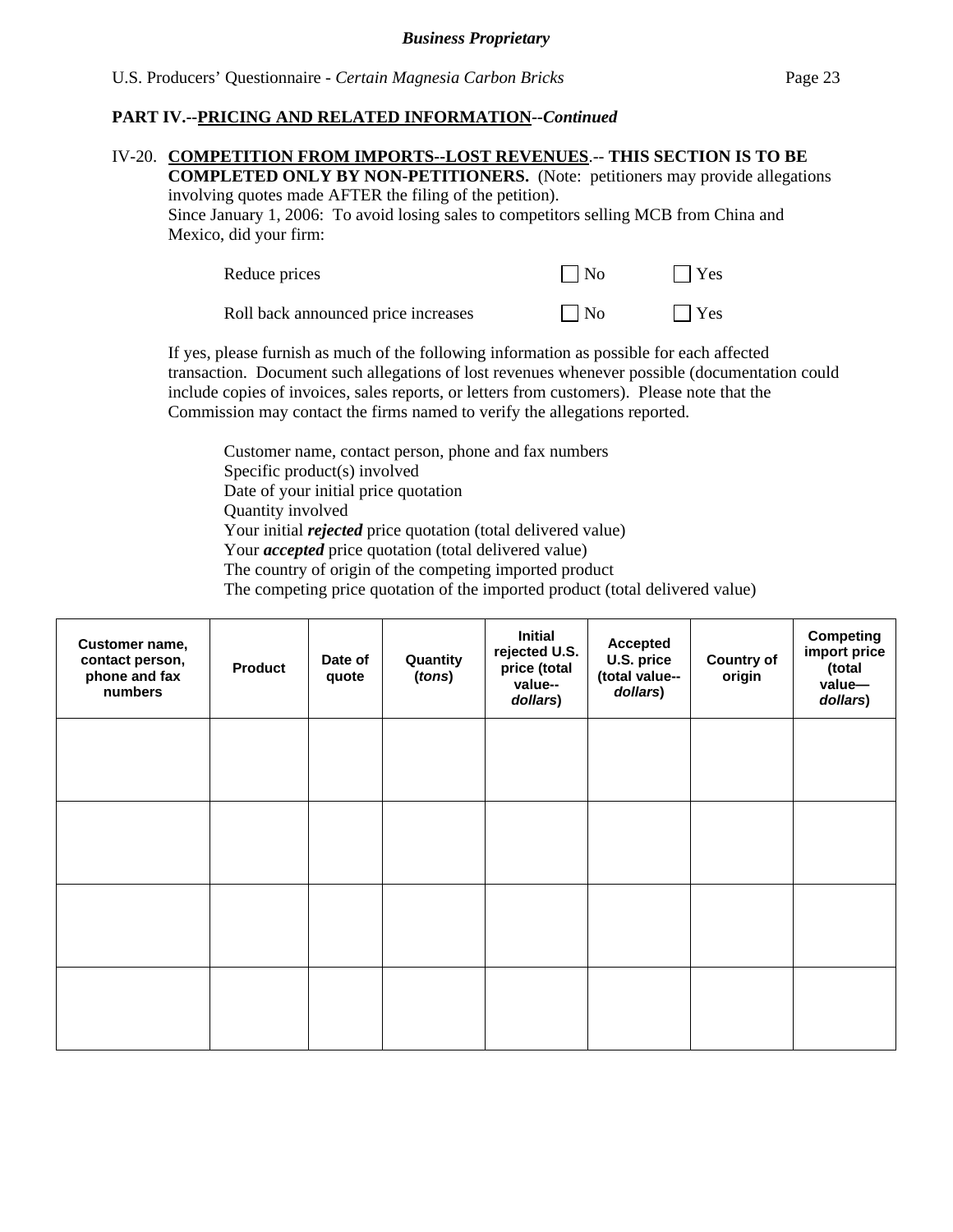**PART IV.--PRICING AND RELATED INFORMATION--*Continued***

IV-20. **COMPETITION FROM IMPORTS--LOST REVENUES**.-- **THIS SECTION IS TO BE COMPLETED ONLY BY NON-PETITIONERS.** (Note: petitioners may provide allegations involving quotes made AFTER the filing of the petition).
Since January 1, 2006: To avoid losing sales to competitors selling MCB from China and Mexico, did your firm:

Reduce prices ☐ No ☐ Yes

Roll back announced price increases ☐ No ☐ Yes

If yes, please furnish as much of the following information as possible for each affected transaction. Document such allegations of lost revenues whenever possible (documentation could include copies of invoices, sales reports, or letters from customers). Please note that the Commission may contact the firms named to verify the allegations reported.

Customer name, contact person, phone and fax numbers
Specific product(s) involved
Date of your initial price quotation
Quantity involved
Your initial ***rejected*** price quotation (total delivered value)
Your ***accepted*** price quotation (total delivered value)
The country of origin of the competing imported product
The competing price quotation of the imported product (total delivered value)

| Customer name, contact person, phone and fax numbers | Product | Date of quote | Quantity (*tons*) | Initial rejected U.S. price (total value--*dollars*) | Accepted U.S. price (total value--*dollars*) | Country of origin | Competing import price (total value—*dollars*) |
|---|---|---|---|---|---|---|---|
| | | | | | | | |
| | | | | | | | |
| | | | | | | | |
| | | | | | | | |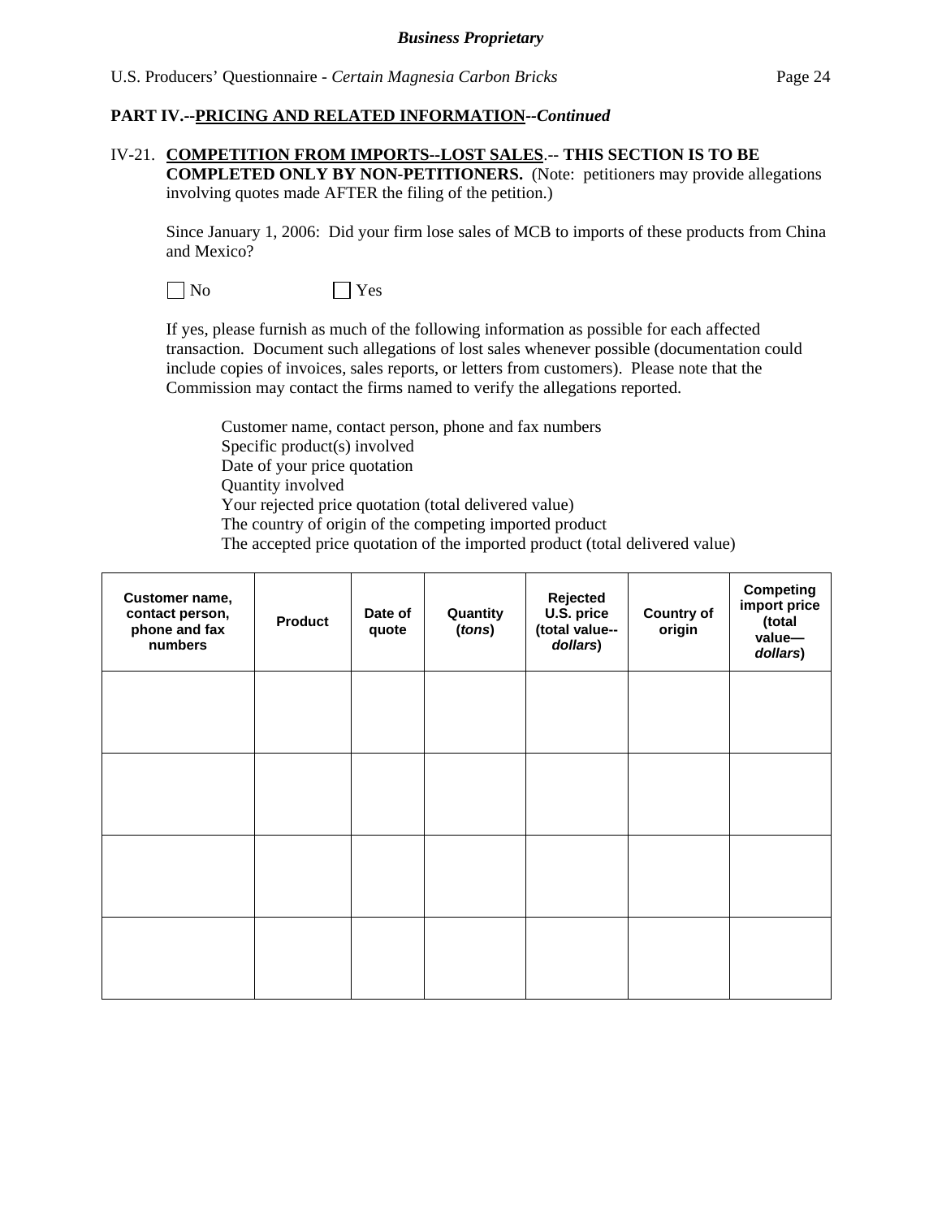**PART IV.--PRICING AND RELATED INFORMATION--*Continued***

IV-21. **COMPETITION FROM IMPORTS--LOST SALES**.-- **THIS SECTION IS TO BE COMPLETED ONLY BY NON-PETITIONERS.** (Note: petitioners may provide allegations involving quotes made AFTER the filing of the petition.)

Since January 1, 2006: Did your firm lose sales of MCB to imports of these products from China and Mexico?

☐ No ☐ Yes

If yes, please furnish as much of the following information as possible for each affected transaction. Document such allegations of lost sales whenever possible (documentation could include copies of invoices, sales reports, or letters from customers). Please note that the Commission may contact the firms named to verify the allegations reported.

Customer name, contact person, phone and fax numbers
Specific product(s) involved
Date of your price quotation
Quantity involved
Your rejected price quotation (total delivered value)
The country of origin of the competing imported product
The accepted price quotation of the imported product (total delivered value)

| Customer name, contact person, phone and fax numbers | Product | Date of quote | Quantity (*tons*) | Rejected U.S. price (total value--*dollars*) | Country of origin | Competing import price (total value—*dollars*) |
|---|---|---|---|---|---|---|
| | | | | | | |
| | | | | | | |
| | | | | | | |
| | | | | | | |